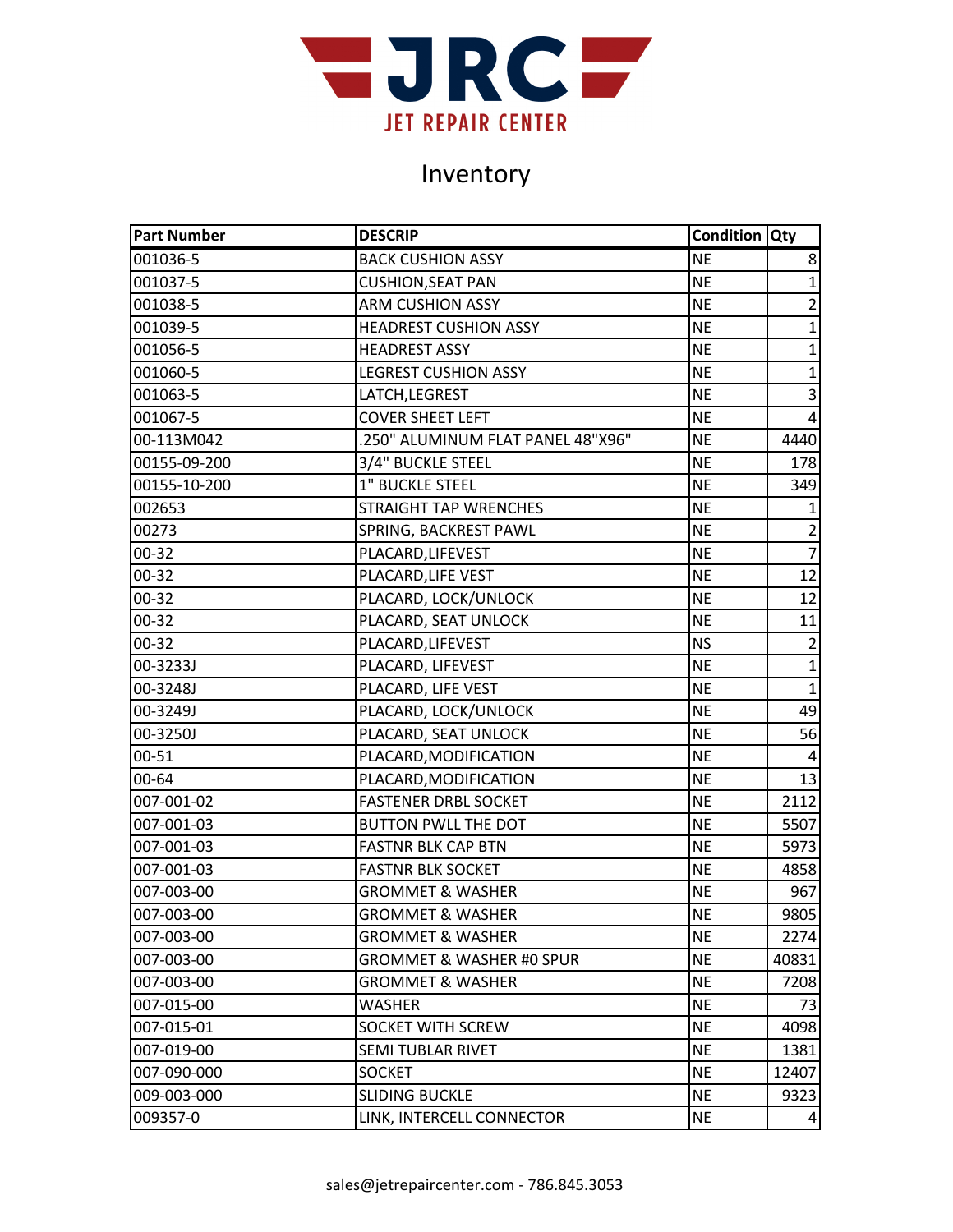JRC

JET REPAIR CENTER

# Inventory

| Part Number | DESCRIP | Condition | Qty |
|---|---|---|---|
| 001036-5 | BACK CUSHION ASSY | NE | 8 |
| 001037-5 | CUSHION,SEAT PAN | NE | 1 |
| 001038-5 | ARM CUSHION ASSY | NE | 2 |
| 001039-5 | HEADREST CUSHION ASSY | NE | 1 |
| 001056-5 | HEADREST ASSY | NE | 1 |
| 001060-5 | LEGREST CUSHION ASSY | NE | 1 |
| 001063-5 | LATCH,LEGREST | NE | 3 |
| 001067-5 | COVER SHEET LEFT | NE | 4 |
| 00-113M042 | .250" ALUMINUM FLAT PANEL 48"X96" | NE | 4440 |
| 00155-09-200 | 3/4" BUCKLE STEEL | NE | 178 |
| 00155-10-200 | 1" BUCKLE STEEL | NE | 349 |
| 002653 | STRAIGHT TAP WRENCHES | NE | 1 |
| 00273 | SPRING, BACKREST PAWL | NE | 2 |
| 00-32 | PLACARD,LIFEVEST | NE | 7 |
| 00-32 | PLACARD,LIFE VEST | NE | 12 |
| 00-32 | PLACARD, LOCK/UNLOCK | NE | 12 |
| 00-32 | PLACARD, SEAT UNLOCK | NE | 11 |
| 00-32 | PLACARD,LIFEVEST | NS | 2 |
| 00-3233J | PLACARD, LIFEVEST | NE | 1 |
| 00-3248J | PLACARD, LIFE VEST | NE | 1 |
| 00-3249J | PLACARD, LOCK/UNLOCK | NE | 49 |
| 00-3250J | PLACARD, SEAT UNLOCK | NE | 56 |
| 00-51 | PLACARD,MODIFICATION | NE | 4 |
| 00-64 | PLACARD,MODIFICATION | NE | 13 |
| 007-001-02 | FASTENER DRBL SOCKET | NE | 2112 |
| 007-001-03 | BUTTON PWLL THE DOT | NE | 5507 |
| 007-001-03 | FASTNR BLK CAP BTN | NE | 5973 |
| 007-001-03 | FASTNR BLK SOCKET | NE | 4858 |
| 007-003-00 | GROMMET & WASHER | NE | 967 |
| 007-003-00 | GROMMET & WASHER | NE | 9805 |
| 007-003-00 | GROMMET & WASHER | NE | 2274 |
| 007-003-00 | GROMMET & WASHER #0 SPUR | NE | 40831 |
| 007-003-00 | GROMMET & WASHER | NE | 7208 |
| 007-015-00 | WASHER | NE | 73 |
| 007-015-01 | SOCKET WITH SCREW | NE | 4098 |
| 007-019-00 | SEMI TUBLAR RIVET | NE | 1381 |
| 007-090-000 | SOCKET | NE | 12407 |
| 009-003-000 | SLIDING BUCKLE | NE | 9323 |
| 009357-0 | LINK, INTERCELL CONNECTOR | NE | 4 |

sales@jetrepaircenter.com - 786.845.3053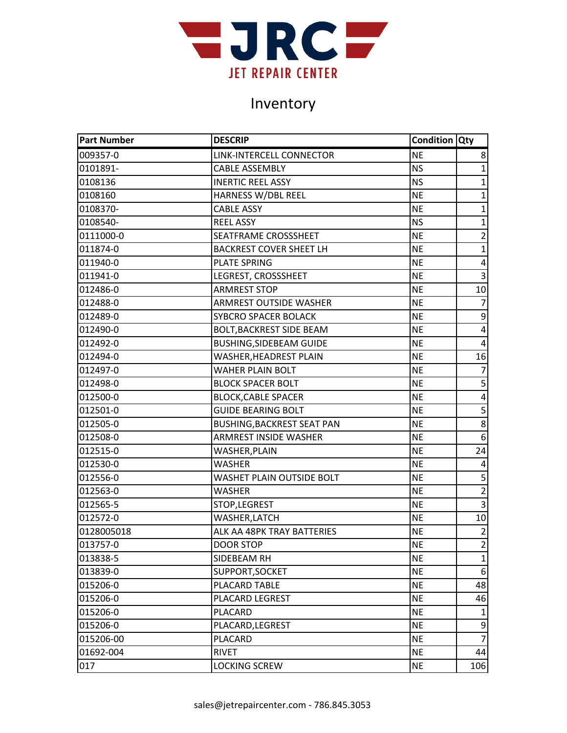# Inventory

| Part Number | DESCRIP | Condition | Qty |
|---|---|---|---|
| 009357-0 | LINK-INTERCELL CONNECTOR | NE | 8 |
| 0101891- | CABLE ASSEMBLY | NS | 1 |
| 0108136 | INERTIC REEL ASSY | NS | 1 |
| 0108160 | HARNESS W/DBL REEL | NE | 1 |
| 0108370- | CABLE ASSY | NE | 1 |
| 0108540- | REEL ASSY | NS | 1 |
| 0111000-0 | SEATFRAME CROSSSHEET | NE | 2 |
| 011874-0 | BACKREST COVER SHEET LH | NE | 1 |
| 011940-0 | PLATE SPRING | NE | 4 |
| 011941-0 | LEGREST, CROSSSHEET | NE | 3 |
| 012486-0 | ARMREST STOP | NE | 10 |
| 012488-0 | ARMREST OUTSIDE WASHER | NE | 7 |
| 012489-0 | SYBCRO SPACER BOLACK | NE | 9 |
| 012490-0 | BOLT,BACKREST SIDE BEAM | NE | 4 |
| 012492-0 | BUSHING,SIDEBEAM GUIDE | NE | 4 |
| 012494-0 | WASHER,HEADREST PLAIN | NE | 16 |
| 012497-0 | WAHER PLAIN BOLT | NE | 7 |
| 012498-0 | BLOCK SPACER BOLT | NE | 5 |
| 012500-0 | BLOCK,CABLE SPACER | NE | 4 |
| 012501-0 | GUIDE BEARING BOLT | NE | 5 |
| 012505-0 | BUSHING,BACKREST SEAT PAN | NE | 8 |
| 012508-0 | ARMREST INSIDE WASHER | NE | 6 |
| 012515-0 | WASHER,PLAIN | NE | 24 |
| 012530-0 | WASHER | NE | 4 |
| 012556-0 | WASHET PLAIN OUTSIDE BOLT | NE | 5 |
| 012563-0 | WASHER | NE | 2 |
| 012565-5 | STOP,LEGREST | NE | 3 |
| 012572-0 | WASHER,LATCH | NE | 10 |
| 0128005018 | ALK AA 48PK TRAY BATTERIES | NE | 2 |
| 013757-0 | DOOR STOP | NE | 2 |
| 013838-5 | SIDEBEAM RH | NE | 1 |
| 013839-0 | SUPPORT,SOCKET | NE | 6 |
| 015206-0 | PLACARD TABLE | NE | 48 |
| 015206-0 | PLACARD LEGREST | NE | 46 |
| 015206-0 | PLACARD | NE | 1 |
| 015206-0 | PLACARD,LEGREST | NE | 9 |
| 015206-00 | PLACARD | NE | 7 |
| 01692-004 | RIVET | NE | 44 |
| 017 | LOCKING SCREW | NE | 106 |

sales@jetrepaircenter.com - 786.845.3053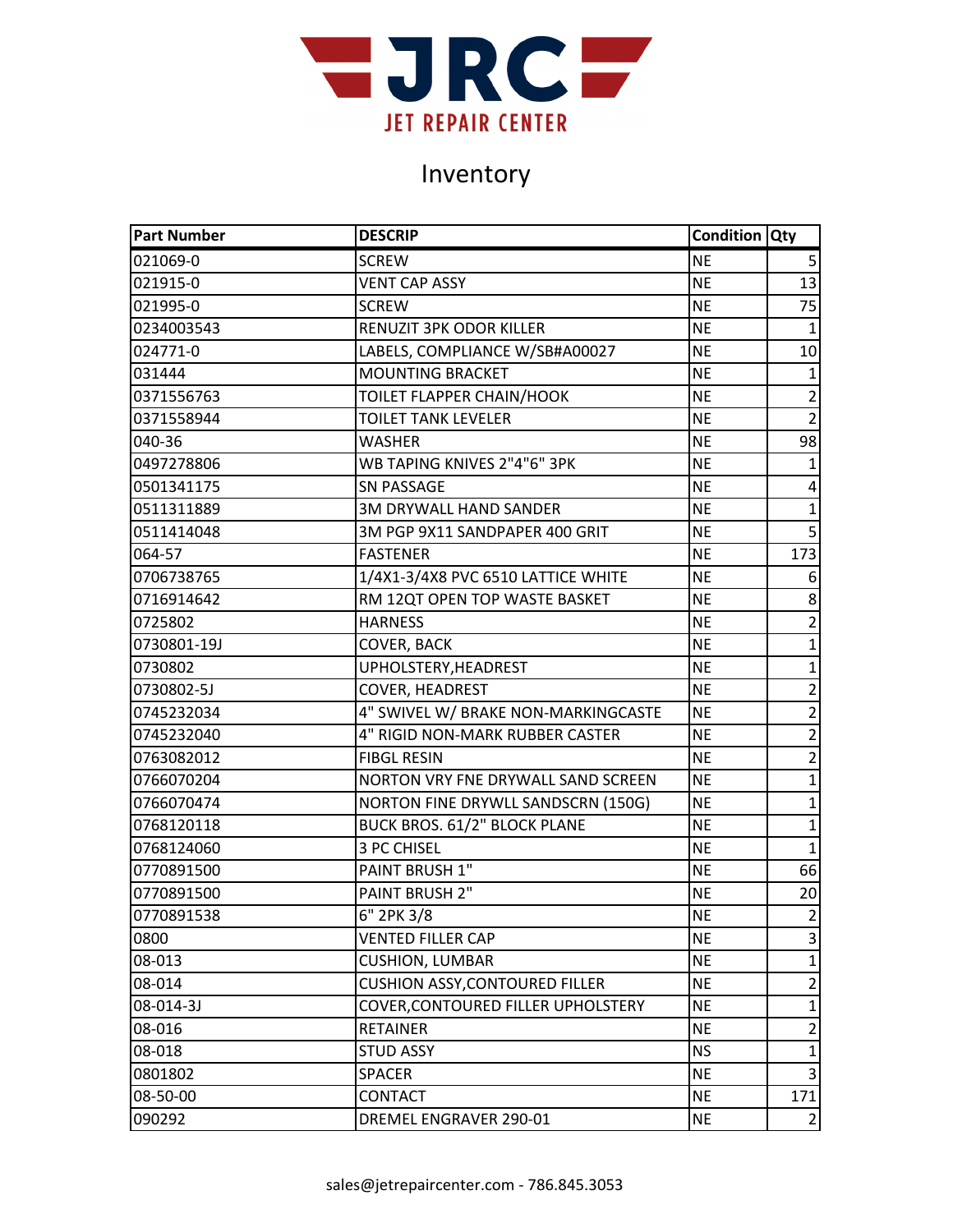# Inventory

| Part Number | DESCRIP | Condition | Qty |
|---|---|---|---|
| 021069-0 | SCREW | NE | 5 |
| 021915-0 | VENT CAP ASSY | NE | 13 |
| 021995-0 | SCREW | NE | 75 |
| 0234003543 | RENUZIT 3PK ODOR KILLER | NE | 1 |
| 024771-0 | LABELS, COMPLIANCE W/SB#A00027 | NE | 10 |
| 031444 | MOUNTING BRACKET | NE | 1 |
| 0371556763 | TOILET FLAPPER CHAIN/HOOK | NE | 2 |
| 0371558944 | TOILET TANK LEVELER | NE | 2 |
| 040-36 | WASHER | NE | 98 |
| 0497278806 | WB TAPING KNIVES 2"4"6" 3PK | NE | 1 |
| 0501341175 | SN PASSAGE | NE | 4 |
| 0511311889 | 3M DRYWALL HAND SANDER | NE | 1 |
| 0511414048 | 3M PGP 9X11 SANDPAPER 400 GRIT | NE | 5 |
| 064-57 | FASTENER | NE | 173 |
| 0706738765 | 1/4X1-3/4X8 PVC 6510 LATTICE WHITE | NE | 6 |
| 0716914642 | RM 12QT OPEN TOP WASTE BASKET | NE | 8 |
| 0725802 | HARNESS | NE | 2 |
| 0730801-19J | COVER, BACK | NE | 1 |
| 0730802 | UPHOLSTERY,HEADREST | NE | 1 |
| 0730802-5J | COVER, HEADREST | NE | 2 |
| 0745232034 | 4" SWIVEL W/ BRAKE NON-MARKINGCASTE | NE | 2 |
| 0745232040 | 4" RIGID NON-MARK RUBBER CASTER | NE | 2 |
| 0763082012 | FIBGL RESIN | NE | 2 |
| 0766070204 | NORTON VRY FNE DRYWALL SAND SCREEN | NE | 1 |
| 0766070474 | NORTON FINE DRYWLL SANDSCRN (150G) | NE | 1 |
| 0768120118 | BUCK BROS. 61/2" BLOCK PLANE | NE | 1 |
| 0768124060 | 3 PC CHISEL | NE | 1 |
| 0770891500 | PAINT BRUSH 1" | NE | 66 |
| 0770891500 | PAINT BRUSH 2" | NE | 20 |
| 0770891538 | 6" 2PK 3/8 | NE | 2 |
| 0800 | VENTED FILLER CAP | NE | 3 |
| 08-013 | CUSHION, LUMBAR | NE | 1 |
| 08-014 | CUSHION ASSY,CONTOURED FILLER | NE | 2 |
| 08-014-3J | COVER,CONTOURED FILLER UPHOLSTERY | NE | 1 |
| 08-016 | RETAINER | NE | 2 |
| 08-018 | STUD ASSY | NS | 1 |
| 0801802 | SPACER | NE | 3 |
| 08-50-00 | CONTACT | NE | 171 |
| 090292 | DREMEL ENGRAVER 290-01 | NE | 2 |

sales@jetrepaircenter.com - 786.845.3053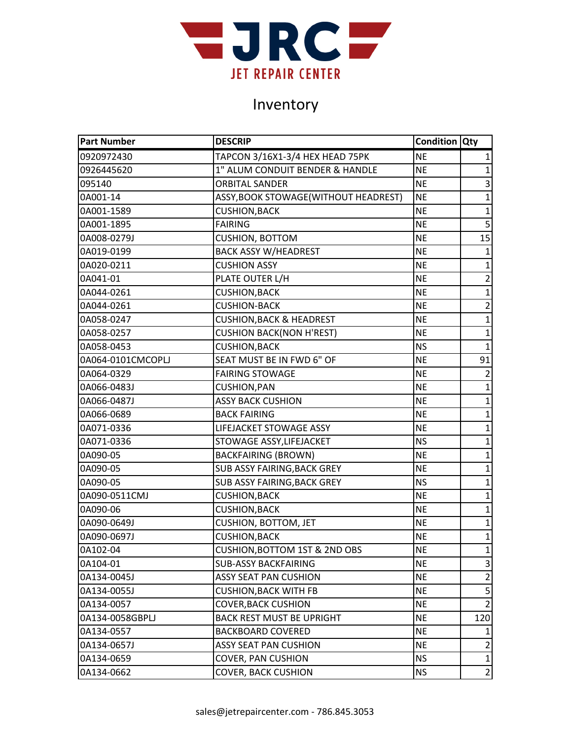JRC JET REPAIR CENTER

# Inventory

| Part Number | DESCRIP | Condition | Qty |
|---|---|---|---|
| 0920972430 | TAPCON 3/16X1-3/4 HEX HEAD 75PK | NE | 1 |
| 0926445620 | 1" ALUM CONDUIT BENDER & HANDLE | NE | 1 |
| 095140 | ORBITAL SANDER | NE | 3 |
| 0A001-14 | ASSY,BOOK STOWAGE(WITHOUT HEADREST) | NE | 1 |
| 0A001-1589 | CUSHION,BACK | NE | 1 |
| 0A001-1895 | FAIRING | NE | 5 |
| 0A008-0279J | CUSHION, BOTTOM | NE | 15 |
| 0A019-0199 | BACK ASSY W/HEADREST | NE | 1 |
| 0A020-0211 | CUSHION ASSY | NE | 1 |
| 0A041-01 | PLATE OUTER L/H | NE | 2 |
| 0A044-0261 | CUSHION,BACK | NE | 1 |
| 0A044-0261 | CUSHION-BACK | NE | 2 |
| 0A058-0247 | CUSHION,BACK & HEADREST | NE | 1 |
| 0A058-0257 | CUSHION BACK(NON H'REST) | NE | 1 |
| 0A058-0453 | CUSHION,BACK | NS | 1 |
| 0A064-0101CMCOPLJ | SEAT MUST BE IN FWD 6" OF | NE | 91 |
| 0A064-0329 | FAIRING STOWAGE | NE | 2 |
| 0A066-0483J | CUSHION,PAN | NE | 1 |
| 0A066-0487J | ASSY BACK CUSHION | NE | 1 |
| 0A066-0689 | BACK FAIRING | NE | 1 |
| 0A071-0336 | LIFEJACKET STOWAGE ASSY | NE | 1 |
| 0A071-0336 | STOWAGE ASSY,LIFEJACKET | NS | 1 |
| 0A090-05 | BACKFAIRING (BROWN) | NE | 1 |
| 0A090-05 | SUB ASSY FAIRING,BACK GREY | NE | 1 |
| 0A090-05 | SUB ASSY FAIRING,BACK GREY | NS | 1 |
| 0A090-0511CMJ | CUSHION,BACK | NE | 1 |
| 0A090-06 | CUSHION,BACK | NE | 1 |
| 0A090-0649J | CUSHION, BOTTOM, JET | NE | 1 |
| 0A090-0697J | CUSHION,BACK | NE | 1 |
| 0A102-04 | CUSHION,BOTTOM 1ST & 2ND OBS | NE | 1 |
| 0A104-01 | SUB-ASSY BACKFAIRING | NE | 3 |
| 0A134-0045J | ASSY SEAT PAN CUSHION | NE | 2 |
| 0A134-0055J | CUSHION,BACK WITH FB | NE | 5 |
| 0A134-0057 | COVER,BACK CUSHION | NE | 2 |
| 0A134-0058GBPLJ | BACK REST MUST BE UPRIGHT | NE | 120 |
| 0A134-0557 | BACKBOARD COVERED | NE | 1 |
| 0A134-0657J | ASSY SEAT PAN CUSHION | NE | 2 |
| 0A134-0659 | COVER, PAN CUSHION | NS | 1 |
| 0A134-0662 | COVER, BACK CUSHION | NS | 2 |

sales@jetrepaircenter.com - 786.845.3053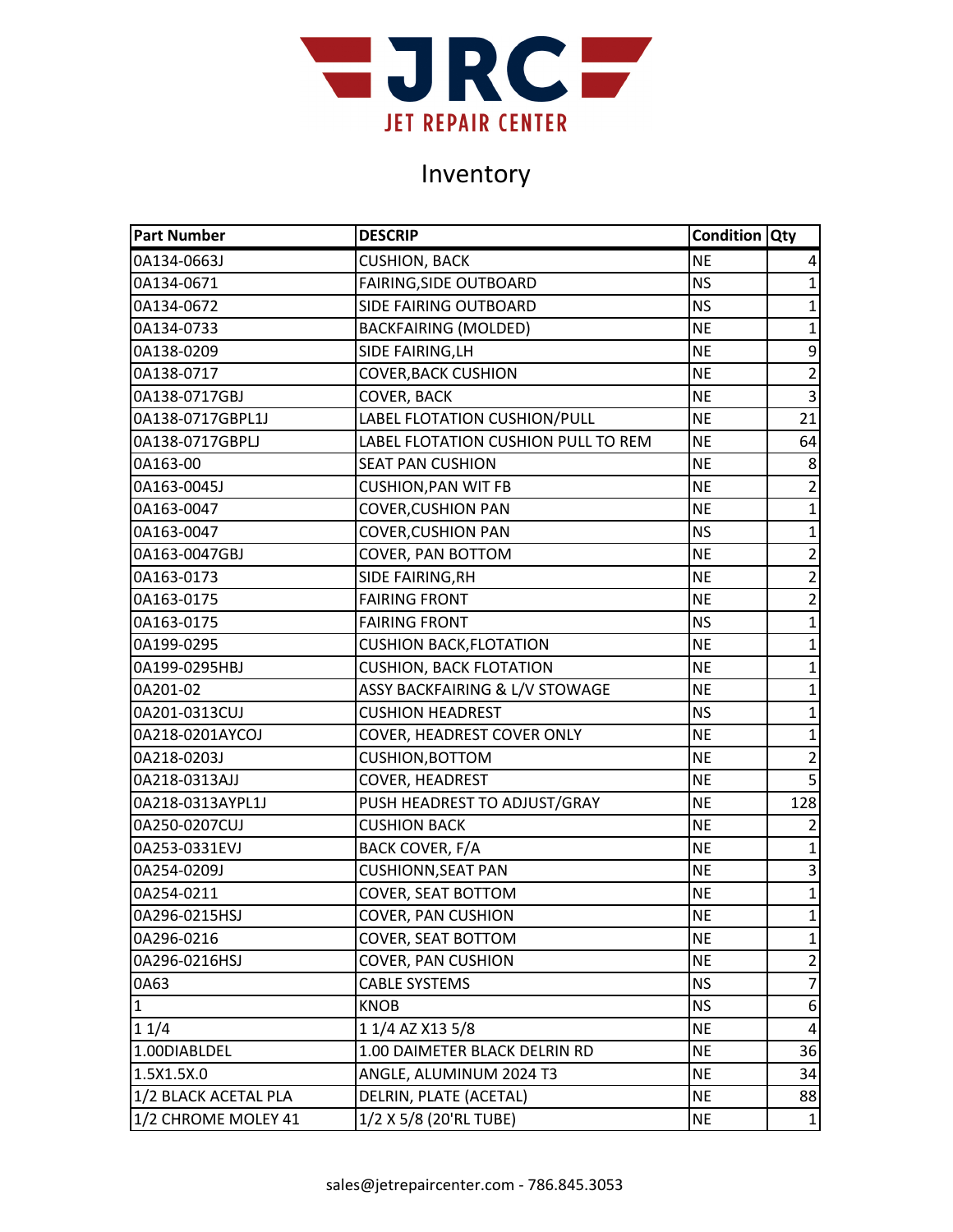# Inventory

| Part Number | DESCRIP | Condition | Qty |
|---|---|---|---|
| 0A134-0663J | CUSHION, BACK | NE | 4 |
| 0A134-0671 | FAIRING,SIDE OUTBOARD | NS | 1 |
| 0A134-0672 | SIDE FAIRING OUTBOARD | NS | 1 |
| 0A134-0733 | BACKFAIRING (MOLDED) | NE | 1 |
| 0A138-0209 | SIDE FAIRING,LH | NE | 9 |
| 0A138-0717 | COVER,BACK CUSHION | NE | 2 |
| 0A138-0717GBJ | COVER, BACK | NE | 3 |
| 0A138-0717GBPL1J | LABEL FLOTATION CUSHION/PULL | NE | 21 |
| 0A138-0717GBPLJ | LABEL FLOTATION CUSHION PULL TO REM | NE | 64 |
| 0A163-00 | SEAT PAN CUSHION | NE | 8 |
| 0A163-0045J | CUSHION,PAN WIT FB | NE | 2 |
| 0A163-0047 | COVER,CUSHION PAN | NE | 1 |
| 0A163-0047 | COVER,CUSHION PAN | NS | 1 |
| 0A163-0047GBJ | COVER, PAN BOTTOM | NE | 2 |
| 0A163-0173 | SIDE FAIRING,RH | NE | 2 |
| 0A163-0175 | FAIRING FRONT | NE | 2 |
| 0A163-0175 | FAIRING FRONT | NS | 1 |
| 0A199-0295 | CUSHION BACK,FLOTATION | NE | 1 |
| 0A199-0295HBJ | CUSHION, BACK FLOTATION | NE | 1 |
| 0A201-02 | ASSY BACKFAIRING & L/V STOWAGE | NE | 1 |
| 0A201-0313CUJ | CUSHION HEADREST | NS | 1 |
| 0A218-0201AYCOJ | COVER, HEADREST COVER ONLY | NE | 1 |
| 0A218-0203J | CUSHION,BOTTOM | NE | 2 |
| 0A218-0313AJJ | COVER, HEADREST | NE | 5 |
| 0A218-0313AYPL1J | PUSH HEADREST TO ADJUST/GRAY | NE | 128 |
| 0A250-0207CUJ | CUSHION BACK | NE | 2 |
| 0A253-0331EVJ | BACK COVER, F/A | NE | 1 |
| 0A254-0209J | CUSHIONN,SEAT PAN | NE | 3 |
| 0A254-0211 | COVER, SEAT BOTTOM | NE | 1 |
| 0A296-0215HSJ | COVER, PAN CUSHION | NE | 1 |
| 0A296-0216 | COVER, SEAT BOTTOM | NE | 1 |
| 0A296-0216HSJ | COVER, PAN CUSHION | NE | 2 |
| 0A63 | CABLE SYSTEMS | NS | 7 |
| 1 | KNOB | NS | 6 |
| 1 1/4 | 1 1/4 AZ X13 5/8 | NE | 4 |
| 1.00DIABLDEL | 1.00 DAIMETER BLACK DELRIN RD | NE | 36 |
| 1.5X1.5X.0 | ANGLE, ALUMINUM 2024 T3 | NE | 34 |
| 1/2 BLACK ACETAL PLA | DELRIN, PLATE (ACETAL) | NE | 88 |
| 1/2 CHROME MOLEY 41 | 1/2 X 5/8 (20'RL TUBE) | NE | 1 |

sales@jetrepaircenter.com - 786.845.3053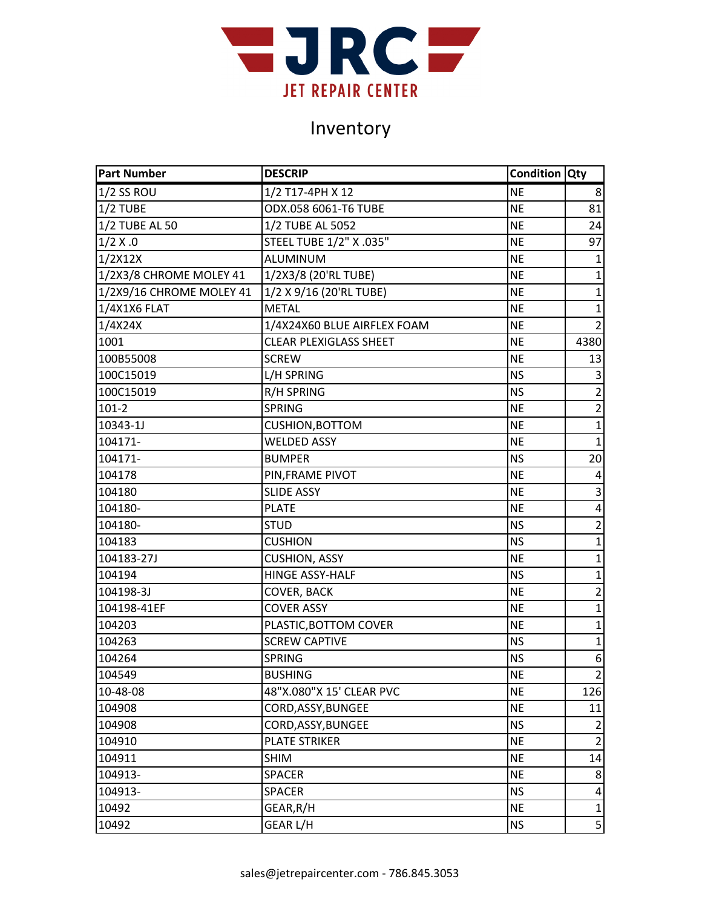# JRC JET REPAIR CENTER

## Inventory

| Part Number | DESCRIP | Condition | Qty |
|---|---|---|---|
| 1/2 SS ROU | 1/2 T17-4PH X 12 | NE | 8 |
| 1/2 TUBE | ODX.058 6061-T6 TUBE | NE | 81 |
| 1/2 TUBE AL 50 | 1/2 TUBE AL 5052 | NE | 24 |
| 1/2 X .0 | STEEL TUBE 1/2" X .035" | NE | 97 |
| 1/2X12X | ALUMINUM | NE | 1 |
| 1/2X3/8 CHROME MOLEY 41 | 1/2X3/8 (20'RL TUBE) | NE | 1 |
| 1/2X9/16 CHROME MOLEY 41 | 1/2 X 9/16 (20'RL TUBE) | NE | 1 |
| 1/4X1X6 FLAT | METAL | NE | 1 |
| 1/4X24X | 1/4X24X60 BLUE AIRFLEX FOAM | NE | 2 |
| 1001 | CLEAR PLEXIGLASS SHEET | NE | 4380 |
| 100B55008 | SCREW | NE | 13 |
| 100C15019 | L/H SPRING | NS | 3 |
| 100C15019 | R/H SPRING | NS | 2 |
| 101-2 | SPRING | NE | 2 |
| 10343-1J | CUSHION,BOTTOM | NE | 1 |
| 104171- | WELDED ASSY | NE | 1 |
| 104171- | BUMPER | NS | 20 |
| 104178 | PIN,FRAME PIVOT | NE | 4 |
| 104180 | SLIDE ASSY | NE | 3 |
| 104180- | PLATE | NE | 4 |
| 104180- | STUD | NS | 2 |
| 104183 | CUSHION | NS | 1 |
| 104183-27J | CUSHION, ASSY | NE | 1 |
| 104194 | HINGE ASSY-HALF | NS | 1 |
| 104198-3J | COVER, BACK | NE | 2 |
| 104198-41EF | COVER ASSY | NE | 1 |
| 104203 | PLASTIC,BOTTOM COVER | NE | 1 |
| 104263 | SCREW CAPTIVE | NS | 1 |
| 104264 | SPRING | NS | 6 |
| 104549 | BUSHING | NE | 2 |
| 10-48-08 | 48"X.080"X 15' CLEAR PVC | NE | 126 |
| 104908 | CORD,ASSY,BUNGEE | NE | 11 |
| 104908 | CORD,ASSY,BUNGEE | NS | 2 |
| 104910 | PLATE STRIKER | NE | 2 |
| 104911 | SHIM | NE | 14 |
| 104913- | SPACER | NE | 8 |
| 104913- | SPACER | NS | 4 |
| 10492 | GEAR,R/H | NE | 1 |
| 10492 | GEAR L/H | NS | 5 |

sales@jetrepaircenter.com - 786.845.3053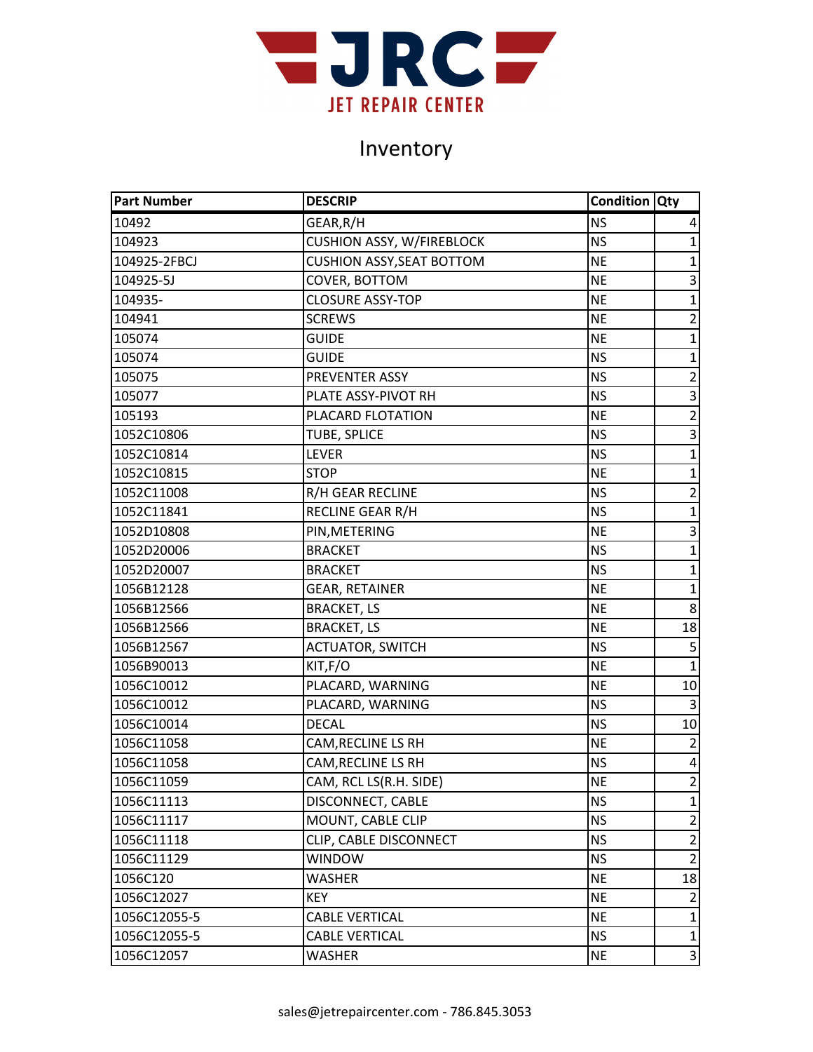# Inventory

| Part Number | DESCRIP | Condition | Qty |
|---|---|---|---|
| 10492 | GEAR,R/H | NS | 4 |
| 104923 | CUSHION ASSY, W/FIREBLOCK | NS | 1 |
| 104925-2FBCJ | CUSHION ASSY,SEAT BOTTOM | NE | 1 |
| 104925-5J | COVER, BOTTOM | NE | 3 |
| 104935- | CLOSURE ASSY-TOP | NE | 1 |
| 104941 | SCREWS | NE | 2 |
| 105074 | GUIDE | NE | 1 |
| 105074 | GUIDE | NS | 1 |
| 105075 | PREVENTER ASSY | NS | 2 |
| 105077 | PLATE ASSY-PIVOT RH | NS | 3 |
| 105193 | PLACARD FLOTATION | NE | 2 |
| 1052C10806 | TUBE, SPLICE | NS | 3 |
| 1052C10814 | LEVER | NS | 1 |
| 1052C10815 | STOP | NE | 1 |
| 1052C11008 | R/H GEAR RECLINE | NS | 2 |
| 1052C11841 | RECLINE GEAR R/H | NS | 1 |
| 1052D10808 | PIN,METERING | NE | 3 |
| 1052D20006 | BRACKET | NS | 1 |
| 1052D20007 | BRACKET | NS | 1 |
| 1056B12128 | GEAR, RETAINER | NE | 1 |
| 1056B12566 | BRACKET, LS | NE | 8 |
| 1056B12566 | BRACKET, LS | NE | 18 |
| 1056B12567 | ACTUATOR, SWITCH | NS | 5 |
| 1056B90013 | KIT,F/O | NE | 1 |
| 1056C10012 | PLACARD, WARNING | NE | 10 |
| 1056C10012 | PLACARD, WARNING | NS | 3 |
| 1056C10014 | DECAL | NS | 10 |
| 1056C11058 | CAM,RECLINE LS RH | NE | 2 |
| 1056C11058 | CAM,RECLINE LS RH | NS | 4 |
| 1056C11059 | CAM, RCL LS(R.H. SIDE) | NE | 2 |
| 1056C11113 | DISCONNECT, CABLE | NS | 1 |
| 1056C11117 | MOUNT, CABLE CLIP | NS | 2 |
| 1056C11118 | CLIP, CABLE DISCONNECT | NS | 2 |
| 1056C11129 | WINDOW | NS | 2 |
| 1056C120 | WASHER | NE | 18 |
| 1056C12027 | KEY | NE | 2 |
| 1056C12055-5 | CABLE VERTICAL | NE | 1 |
| 1056C12055-5 | CABLE VERTICAL | NS | 1 |
| 1056C12057 | WASHER | NE | 3 |

sales@jetrepaircenter.com - 786.845.3053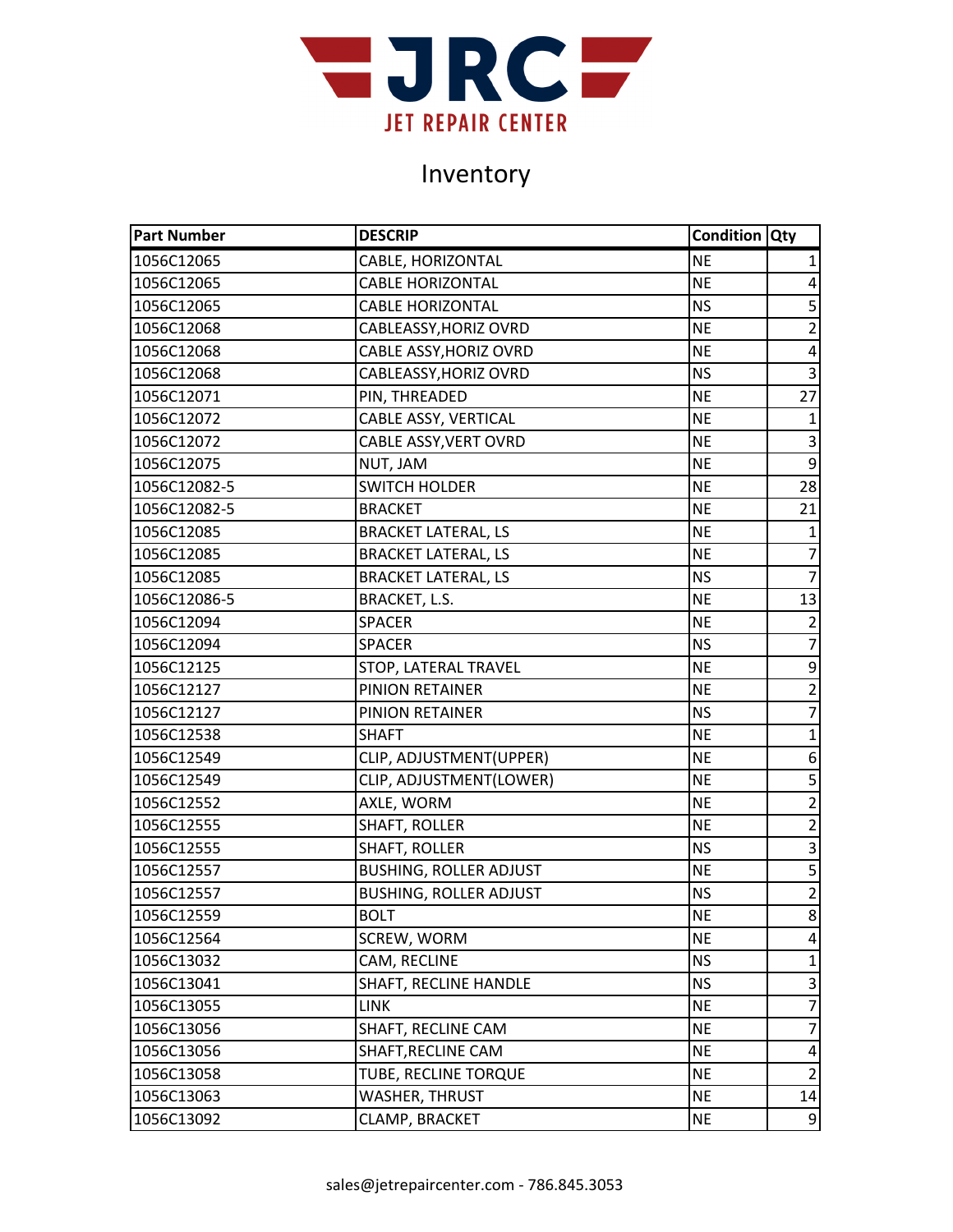# Inventory

| Part Number | DESCRIP | Condition | Qty |
|---|---|---|---|
| 1056C12065 | CABLE, HORIZONTAL | NE | 1 |
| 1056C12065 | CABLE HORIZONTAL | NE | 4 |
| 1056C12065 | CABLE HORIZONTAL | NS | 5 |
| 1056C12068 | CABLEASSY,HORIZ OVRD | NE | 2 |
| 1056C12068 | CABLE ASSY,HORIZ OVRD | NE | 4 |
| 1056C12068 | CABLEASSY,HORIZ OVRD | NS | 3 |
| 1056C12071 | PIN, THREADED | NE | 27 |
| 1056C12072 | CABLE ASSY, VERTICAL | NE | 1 |
| 1056C12072 | CABLE ASSY,VERT OVRD | NE | 3 |
| 1056C12075 | NUT, JAM | NE | 9 |
| 1056C12082-5 | SWITCH HOLDER | NE | 28 |
| 1056C12082-5 | BRACKET | NE | 21 |
| 1056C12085 | BRACKET LATERAL, LS | NE | 1 |
| 1056C12085 | BRACKET LATERAL, LS | NE | 7 |
| 1056C12085 | BRACKET LATERAL, LS | NS | 7 |
| 1056C12086-5 | BRACKET, L.S. | NE | 13 |
| 1056C12094 | SPACER | NE | 2 |
| 1056C12094 | SPACER | NS | 7 |
| 1056C12125 | STOP, LATERAL TRAVEL | NE | 9 |
| 1056C12127 | PINION RETAINER | NE | 2 |
| 1056C12127 | PINION RETAINER | NS | 7 |
| 1056C12538 | SHAFT | NE | 1 |
| 1056C12549 | CLIP, ADJUSTMENT(UPPER) | NE | 6 |
| 1056C12549 | CLIP, ADJUSTMENT(LOWER) | NE | 5 |
| 1056C12552 | AXLE, WORM | NE | 2 |
| 1056C12555 | SHAFT, ROLLER | NE | 2 |
| 1056C12555 | SHAFT, ROLLER | NS | 3 |
| 1056C12557 | BUSHING, ROLLER ADJUST | NE | 5 |
| 1056C12557 | BUSHING, ROLLER ADJUST | NS | 2 |
| 1056C12559 | BOLT | NE | 8 |
| 1056C12564 | SCREW, WORM | NE | 4 |
| 1056C13032 | CAM, RECLINE | NS | 1 |
| 1056C13041 | SHAFT, RECLINE HANDLE | NS | 3 |
| 1056C13055 | LINK | NE | 7 |
| 1056C13056 | SHAFT, RECLINE CAM | NE | 7 |
| 1056C13056 | SHAFT,RECLINE CAM | NE | 4 |
| 1056C13058 | TUBE, RECLINE TORQUE | NE | 2 |
| 1056C13063 | WASHER, THRUST | NE | 14 |
| 1056C13092 | CLAMP, BRACKET | NE | 9 |

sales@jetrepaircenter.com - 786.845.3053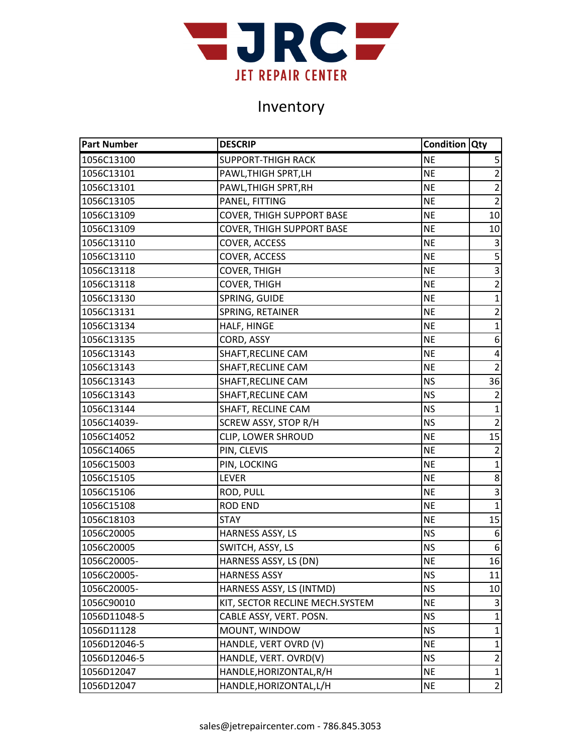# Inventory

| Part Number | DESCRIP | Condition | Qty |
|---|---|---|---|
| 1056C13100 | SUPPORT-THIGH RACK | NE | 5 |
| 1056C13101 | PAWL,THIGH SPRT,LH | NE | 2 |
| 1056C13101 | PAWL,THIGH SPRT,RH | NE | 2 |
| 1056C13105 | PANEL, FITTING | NE | 2 |
| 1056C13109 | COVER, THIGH SUPPORT BASE | NE | 10 |
| 1056C13109 | COVER, THIGH SUPPORT BASE | NE | 10 |
| 1056C13110 | COVER, ACCESS | NE | 3 |
| 1056C13110 | COVER, ACCESS | NE | 5 |
| 1056C13118 | COVER, THIGH | NE | 3 |
| 1056C13118 | COVER, THIGH | NE | 2 |
| 1056C13130 | SPRING, GUIDE | NE | 1 |
| 1056C13131 | SPRING, RETAINER | NE | 2 |
| 1056C13134 | HALF, HINGE | NE | 1 |
| 1056C13135 | CORD, ASSY | NE | 6 |
| 1056C13143 | SHAFT,RECLINE CAM | NE | 4 |
| 1056C13143 | SHAFT,RECLINE CAM | NE | 2 |
| 1056C13143 | SHAFT,RECLINE CAM | NS | 36 |
| 1056C13143 | SHAFT,RECLINE CAM | NS | 2 |
| 1056C13144 | SHAFT, RECLINE CAM | NS | 1 |
| 1056C14039- | SCREW ASSY, STOP R/H | NS | 2 |
| 1056C14052 | CLIP, LOWER SHROUD | NE | 15 |
| 1056C14065 | PIN, CLEVIS | NE | 2 |
| 1056C15003 | PIN, LOCKING | NE | 1 |
| 1056C15105 | LEVER | NE | 8 |
| 1056C15106 | ROD, PULL | NE | 3 |
| 1056C15108 | ROD END | NE | 1 |
| 1056C18103 | STAY | NE | 15 |
| 1056C20005 | HARNESS ASSY, LS | NS | 6 |
| 1056C20005 | SWITCH, ASSY, LS | NS | 6 |
| 1056C20005- | HARNESS ASSY, LS (DN) | NE | 16 |
| 1056C20005- | HARNESS ASSY | NS | 11 |
| 1056C20005- | HARNESS ASSY, LS (INTMD) | NS | 10 |
| 1056C90010 | KIT, SECTOR RECLINE MECH.SYSTEM | NE | 3 |
| 1056D11048-5 | CABLE ASSY, VERT. POSN. | NS | 1 |
| 1056D11128 | MOUNT, WINDOW | NS | 1 |
| 1056D12046-5 | HANDLE, VERT OVRD (V) | NE | 1 |
| 1056D12046-5 | HANDLE, VERT. OVRD(V) | NS | 2 |
| 1056D12047 | HANDLE,HORIZONTAL,R/H | NE | 1 |
| 1056D12047 | HANDLE,HORIZONTAL,L/H | NE | 2 |

sales@jetrepaircenter.com - 786.845.3053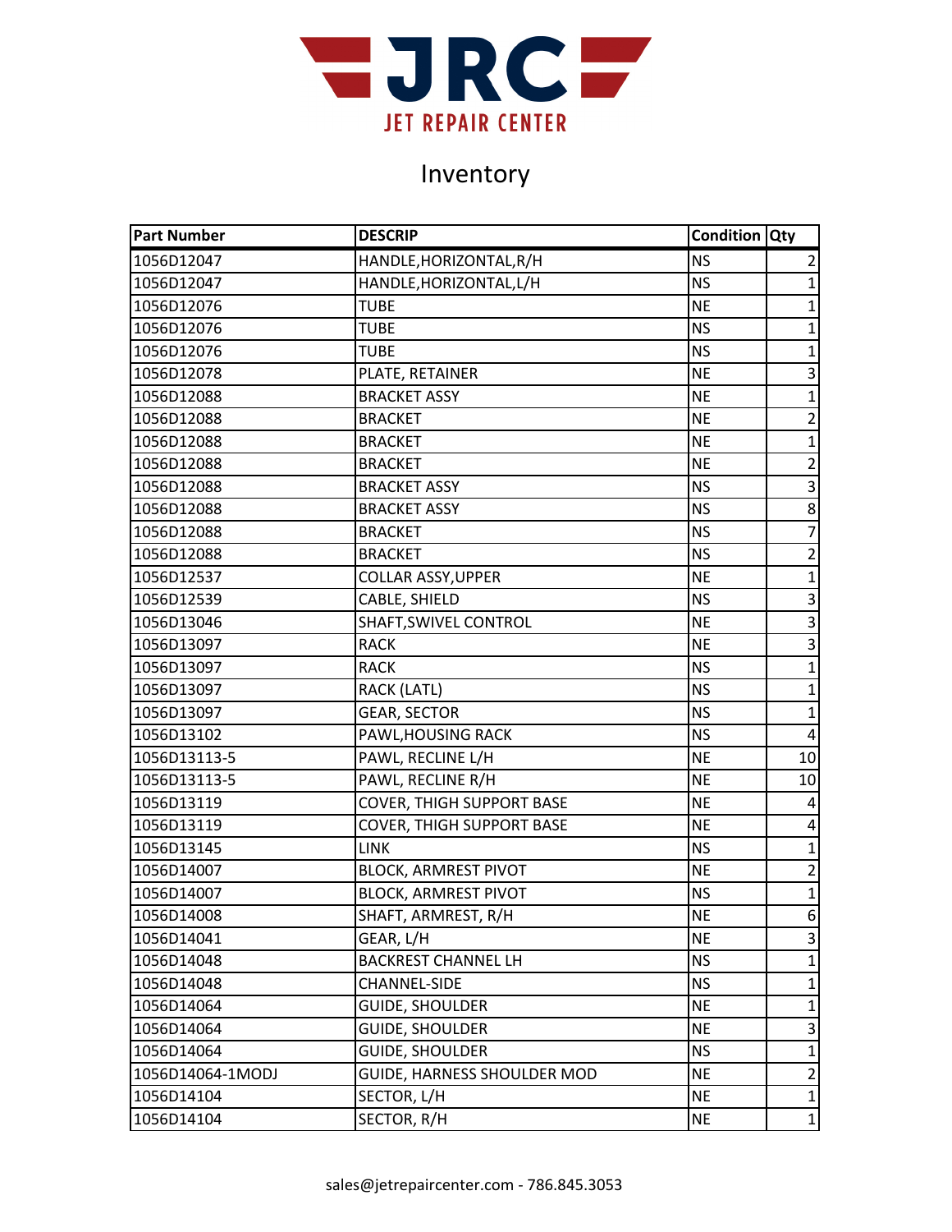JRC
JET REPAIR CENTER

# Inventory

| Part Number | DESCRIP | Condition | Qty |
|---|---|---|---|
| 1056D12047 | HANDLE,HORIZONTAL,R/H | NS | 2 |
| 1056D12047 | HANDLE,HORIZONTAL,L/H | NS | 1 |
| 1056D12076 | TUBE | NE | 1 |
| 1056D12076 | TUBE | NS | 1 |
| 1056D12076 | TUBE | NS | 1 |
| 1056D12078 | PLATE, RETAINER | NE | 3 |
| 1056D12088 | BRACKET ASSY | NE | 1 |
| 1056D12088 | BRACKET | NE | 2 |
| 1056D12088 | BRACKET | NE | 1 |
| 1056D12088 | BRACKET | NE | 2 |
| 1056D12088 | BRACKET ASSY | NS | 3 |
| 1056D12088 | BRACKET ASSY | NS | 8 |
| 1056D12088 | BRACKET | NS | 7 |
| 1056D12088 | BRACKET | NS | 2 |
| 1056D12537 | COLLAR ASSY,UPPER | NE | 1 |
| 1056D12539 | CABLE, SHIELD | NS | 3 |
| 1056D13046 | SHAFT,SWIVEL CONTROL | NE | 3 |
| 1056D13097 | RACK | NE | 3 |
| 1056D13097 | RACK | NS | 1 |
| 1056D13097 | RACK (LATL) | NS | 1 |
| 1056D13097 | GEAR, SECTOR | NS | 1 |
| 1056D13102 | PAWL,HOUSING RACK | NS | 4 |
| 1056D13113-5 | PAWL, RECLINE L/H | NE | 10 |
| 1056D13113-5 | PAWL, RECLINE R/H | NE | 10 |
| 1056D13119 | COVER, THIGH SUPPORT BASE | NE | 4 |
| 1056D13119 | COVER, THIGH SUPPORT BASE | NE | 4 |
| 1056D13145 | LINK | NS | 1 |
| 1056D14007 | BLOCK, ARMREST PIVOT | NE | 2 |
| 1056D14007 | BLOCK, ARMREST PIVOT | NS | 1 |
| 1056D14008 | SHAFT, ARMREST, R/H | NE | 6 |
| 1056D14041 | GEAR, L/H | NE | 3 |
| 1056D14048 | BACKREST CHANNEL LH | NS | 1 |
| 1056D14048 | CHANNEL-SIDE | NS | 1 |
| 1056D14064 | GUIDE, SHOULDER | NE | 1 |
| 1056D14064 | GUIDE, SHOULDER | NE | 3 |
| 1056D14064 | GUIDE, SHOULDER | NS | 1 |
| 1056D14064-1MODJ | GUIDE, HARNESS SHOULDER MOD | NE | 2 |
| 1056D14104 | SECTOR, L/H | NE | 1 |
| 1056D14104 | SECTOR, R/H | NE | 1 |

sales@jetrepaircenter.com - 786.845.3053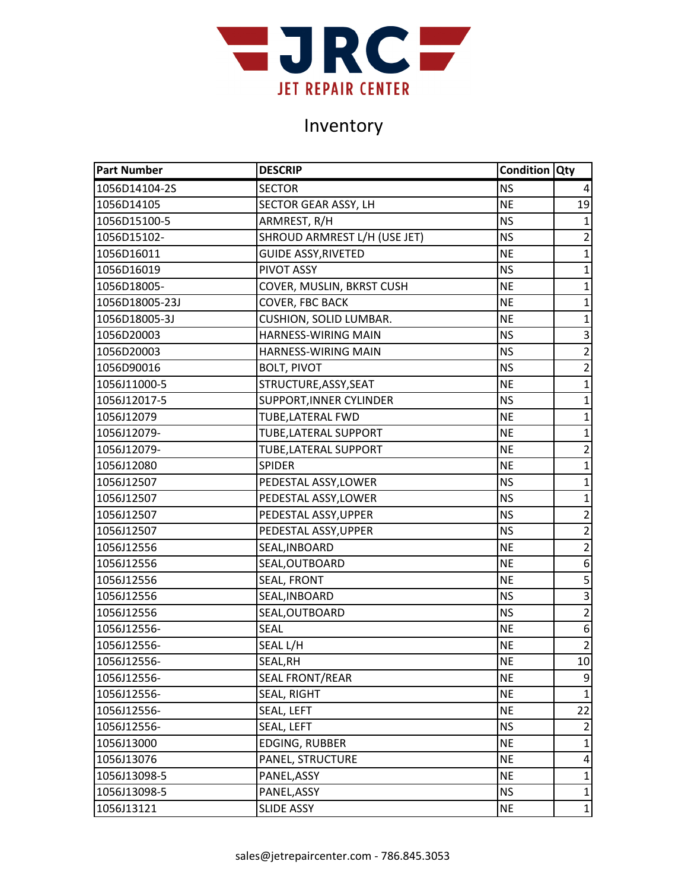# JRC

## JET REPAIR CENTER

# Inventory

| Part Number | DESCRIP | Condition | Qty |
|---|---|---|---|
| 1056D14104-2S | SECTOR | NS | 4 |
| 1056D14105 | SECTOR GEAR ASSY, LH | NE | 19 |
| 1056D15100-5 | ARMREST, R/H | NS | 1 |
| 1056D15102- | SHROUD ARMREST L/H (USE JET) | NS | 2 |
| 1056D16011 | GUIDE ASSY,RIVETED | NE | 1 |
| 1056D16019 | PIVOT ASSY | NS | 1 |
| 1056D18005- | COVER, MUSLIN, BKRST CUSH | NE | 1 |
| 1056D18005-23J | COVER, FBC BACK | NE | 1 |
| 1056D18005-3J | CUSHION, SOLID LUMBAR. | NE | 1 |
| 1056D20003 | HARNESS-WIRING MAIN | NS | 3 |
| 1056D20003 | HARNESS-WIRING MAIN | NS | 2 |
| 1056D90016 | BOLT, PIVOT | NS | 2 |
| 1056J11000-5 | STRUCTURE,ASSY,SEAT | NE | 1 |
| 1056J12017-5 | SUPPORT,INNER CYLINDER | NS | 1 |
| 1056J12079 | TUBE,LATERAL FWD | NE | 1 |
| 1056J12079- | TUBE,LATERAL SUPPORT | NE | 1 |
| 1056J12079- | TUBE,LATERAL SUPPORT | NE | 2 |
| 1056J12080 | SPIDER | NE | 1 |
| 1056J12507 | PEDESTAL ASSY,LOWER | NS | 1 |
| 1056J12507 | PEDESTAL ASSY,LOWER | NS | 1 |
| 1056J12507 | PEDESTAL ASSY,UPPER | NS | 2 |
| 1056J12507 | PEDESTAL ASSY,UPPER | NS | 2 |
| 1056J12556 | SEAL,INBOARD | NE | 2 |
| 1056J12556 | SEAL,OUTBOARD | NE | 6 |
| 1056J12556 | SEAL, FRONT | NE | 5 |
| 1056J12556 | SEAL,INBOARD | NS | 3 |
| 1056J12556 | SEAL,OUTBOARD | NS | 2 |
| 1056J12556- | SEAL | NE | 6 |
| 1056J12556- | SEAL L/H | NE | 2 |
| 1056J12556- | SEAL,RH | NE | 10 |
| 1056J12556- | SEAL FRONT/REAR | NE | 9 |
| 1056J12556- | SEAL, RIGHT | NE | 1 |
| 1056J12556- | SEAL, LEFT | NE | 22 |
| 1056J12556- | SEAL, LEFT | NS | 2 |
| 1056J13000 | EDGING, RUBBER | NE | 1 |
| 1056J13076 | PANEL, STRUCTURE | NE | 4 |
| 1056J13098-5 | PANEL,ASSY | NE | 1 |
| 1056J13098-5 | PANEL,ASSY | NS | 1 |
| 1056J13121 | SLIDE ASSY | NE | 1 |

sales@jetrepaircenter.com - 786.845.3053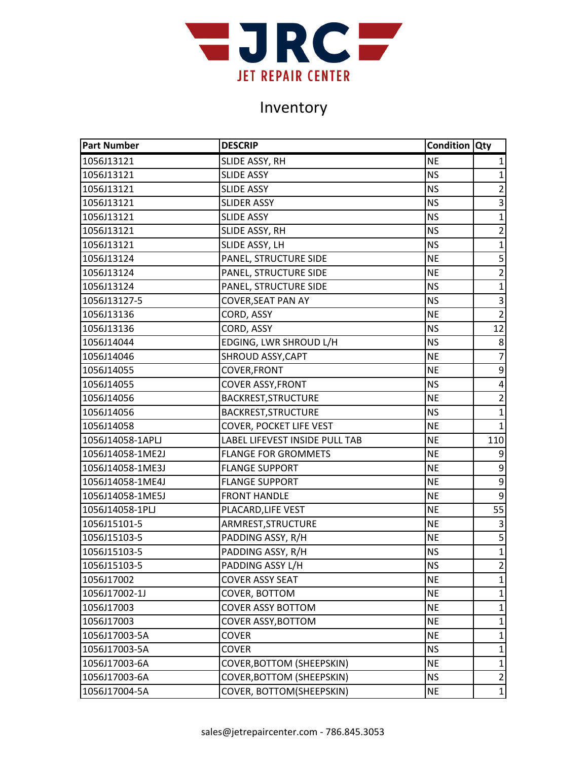# JRC JET REPAIR CENTER

## Inventory

| Part Number | DESCRIP | Condition | Qty |
|---|---|---|---|
| 1056J13121 | SLIDE ASSY, RH | NE | 1 |
| 1056J13121 | SLIDE ASSY | NS | 1 |
| 1056J13121 | SLIDE ASSY | NS | 2 |
| 1056J13121 | SLIDER ASSY | NS | 3 |
| 1056J13121 | SLIDE ASSY | NS | 1 |
| 1056J13121 | SLIDE ASSY, RH | NS | 2 |
| 1056J13121 | SLIDE ASSY, LH | NS | 1 |
| 1056J13124 | PANEL, STRUCTURE SIDE | NE | 5 |
| 1056J13124 | PANEL, STRUCTURE SIDE | NE | 2 |
| 1056J13124 | PANEL, STRUCTURE SIDE | NS | 1 |
| 1056J13127-5 | COVER,SEAT PAN AY | NS | 3 |
| 1056J13136 | CORD, ASSY | NE | 2 |
| 1056J13136 | CORD, ASSY | NS | 12 |
| 1056J14044 | EDGING, LWR SHROUD L/H | NS | 8 |
| 1056J14046 | SHROUD ASSY,CAPT | NE | 7 |
| 1056J14055 | COVER,FRONT | NE | 9 |
| 1056J14055 | COVER ASSY,FRONT | NS | 4 |
| 1056J14056 | BACKREST,STRUCTURE | NE | 2 |
| 1056J14056 | BACKREST,STRUCTURE | NS | 1 |
| 1056J14058 | COVER, POCKET LIFE VEST | NE | 1 |
| 1056J14058-1APLJ | LABEL LIFEVEST INSIDE PULL TAB | NE | 110 |
| 1056J14058-1ME2J | FLANGE FOR GROMMETS | NE | 9 |
| 1056J14058-1ME3J | FLANGE SUPPORT | NE | 9 |
| 1056J14058-1ME4J | FLANGE SUPPORT | NE | 9 |
| 1056J14058-1ME5J | FRONT HANDLE | NE | 9 |
| 1056J14058-1PLJ | PLACARD,LIFE VEST | NE | 55 |
| 1056J15101-5 | ARMREST,STRUCTURE | NE | 3 |
| 1056J15103-5 | PADDING ASSY, R/H | NE | 5 |
| 1056J15103-5 | PADDING ASSY, R/H | NS | 1 |
| 1056J15103-5 | PADDING ASSY L/H | NS | 2 |
| 1056J17002 | COVER ASSY SEAT | NE | 1 |
| 1056J17002-1J | COVER, BOTTOM | NE | 1 |
| 1056J17003 | COVER ASSY BOTTOM | NE | 1 |
| 1056J17003 | COVER ASSY,BOTTOM | NE | 1 |
| 1056J17003-5A | COVER | NE | 1 |
| 1056J17003-5A | COVER | NS | 1 |
| 1056J17003-6A | COVER,BOTTOM (SHEEPSKIN) | NE | 1 |
| 1056J17003-6A | COVER,BOTTOM (SHEEPSKIN) | NS | 2 |
| 1056J17004-5A | COVER, BOTTOM(SHEEPSKIN) | NE | 1 |

sales@jetrepaircenter.com - 786.845.3053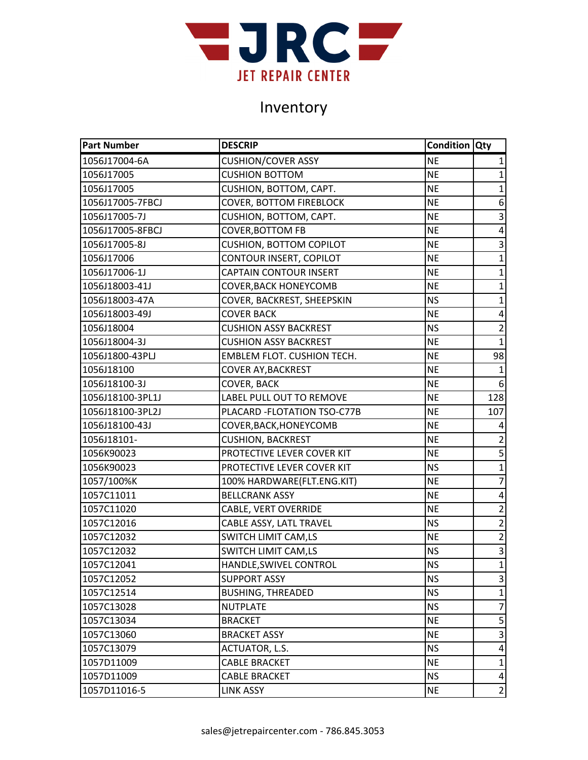JRC
JET REPAIR CENTER

# Inventory

| Part Number | DESCRIP | Condition | Qty |
|---|---|---|---|
| 1056J17004-6A | CUSHION/COVER ASSY | NE | 1 |
| 1056J17005 | CUSHION BOTTOM | NE | 1 |
| 1056J17005 | CUSHION, BOTTOM, CAPT. | NE | 1 |
| 1056J17005-7FBCJ | COVER, BOTTOM FIREBLOCK | NE | 6 |
| 1056J17005-7J | CUSHION, BOTTOM, CAPT. | NE | 3 |
| 1056J17005-8FBCJ | COVER,BOTTOM FB | NE | 4 |
| 1056J17005-8J | CUSHION, BOTTOM COPILOT | NE | 3 |
| 1056J17006 | CONTOUR INSERT, COPILOT | NE | 1 |
| 1056J17006-1J | CAPTAIN CONTOUR INSERT | NE | 1 |
| 1056J18003-41J | COVER,BACK HONEYCOMB | NE | 1 |
| 1056J18003-47A | COVER, BACKREST, SHEEPSKIN | NS | 1 |
| 1056J18003-49J | COVER BACK | NE | 4 |
| 1056J18004 | CUSHION ASSY BACKREST | NS | 2 |
| 1056J18004-3J | CUSHION ASSY BACKREST | NE | 1 |
| 1056J1800-43PLJ | EMBLEM FLOT. CUSHION TECH. | NE | 98 |
| 1056J18100 | COVER AY,BACKREST | NE | 1 |
| 1056J18100-3J | COVER, BACK | NE | 6 |
| 1056J18100-3PL1J | LABEL PULL OUT TO REMOVE | NE | 128 |
| 1056J18100-3PL2J | PLACARD -FLOTATION TSO-C77B | NE | 107 |
| 1056J18100-43J | COVER,BACK,HONEYCOMB | NE | 4 |
| 1056J18101- | CUSHION, BACKREST | NE | 2 |
| 1056K90023 | PROTECTIVE LEVER COVER KIT | NE | 5 |
| 1056K90023 | PROTECTIVE LEVER COVER KIT | NS | 1 |
| 1057/100%K | 100% HARDWARE(FLT.ENG.KIT) | NE | 7 |
| 1057C11011 | BELLCRANK ASSY | NE | 4 |
| 1057C11020 | CABLE, VERT OVERRIDE | NE | 2 |
| 1057C12016 | CABLE ASSY, LATL TRAVEL | NS | 2 |
| 1057C12032 | SWITCH LIMIT CAM,LS | NE | 2 |
| 1057C12032 | SWITCH LIMIT CAM,LS | NS | 3 |
| 1057C12041 | HANDLE,SWIVEL CONTROL | NS | 1 |
| 1057C12052 | SUPPORT ASSY | NS | 3 |
| 1057C12514 | BUSHING, THREADED | NS | 1 |
| 1057C13028 | NUTPLATE | NS | 7 |
| 1057C13034 | BRACKET | NE | 5 |
| 1057C13060 | BRACKET ASSY | NE | 3 |
| 1057C13079 | ACTUATOR, L.S. | NS | 4 |
| 1057D11009 | CABLE BRACKET | NE | 1 |
| 1057D11009 | CABLE BRACKET | NS | 4 |
| 1057D11016-5 | LINK ASSY | NE | 2 |

sales@jetrepaircenter.com - 786.845.3053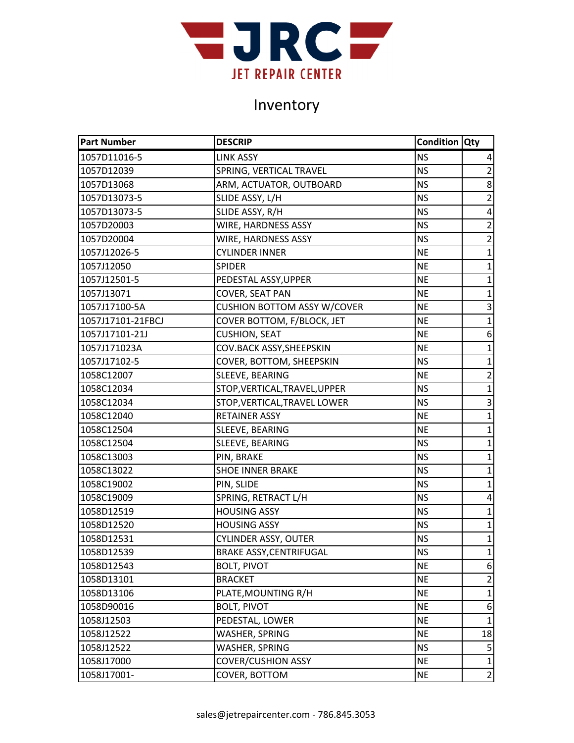# JRC JET REPAIR CENTER

## Inventory

| Part Number | DESCRIP | Condition | Qty |
|---|---|---|---|
| 1057D11016-5 | LINK ASSY | NS | 4 |
| 1057D12039 | SPRING, VERTICAL TRAVEL | NS | 2 |
| 1057D13068 | ARM, ACTUATOR, OUTBOARD | NS | 8 |
| 1057D13073-5 | SLIDE ASSY, L/H | NS | 2 |
| 1057D13073-5 | SLIDE ASSY, R/H | NS | 4 |
| 1057D20003 | WIRE, HARDNESS ASSY | NS | 2 |
| 1057D20004 | WIRE, HARDNESS ASSY | NS | 2 |
| 1057J12026-5 | CYLINDER INNER | NE | 1 |
| 1057J12050 | SPIDER | NE | 1 |
| 1057J12501-5 | PEDESTAL ASSY,UPPER | NE | 1 |
| 1057J13071 | COVER, SEAT PAN | NE | 1 |
| 1057J17100-5A | CUSHION BOTTOM ASSY W/COVER | NE | 3 |
| 1057J17101-21FBCJ | COVER BOTTOM, F/BLOCK, JET | NE | 1 |
| 1057J17101-21J | CUSHION, SEAT | NE | 6 |
| 1057J171023A | COV.BACK ASSY,SHEEPSKIN | NE | 1 |
| 1057J17102-5 | COVER, BOTTOM, SHEEPSKIN | NS | 1 |
| 1058C12007 | SLEEVE, BEARING | NE | 2 |
| 1058C12034 | STOP,VERTICAL,TRAVEL,UPPER | NS | 1 |
| 1058C12034 | STOP,VERTICAL,TRAVEL LOWER | NS | 3 |
| 1058C12040 | RETAINER ASSY | NE | 1 |
| 1058C12504 | SLEEVE, BEARING | NE | 1 |
| 1058C12504 | SLEEVE, BEARING | NS | 1 |
| 1058C13003 | PIN, BRAKE | NS | 1 |
| 1058C13022 | SHOE INNER BRAKE | NS | 1 |
| 1058C19002 | PIN, SLIDE | NS | 1 |
| 1058C19009 | SPRING, RETRACT L/H | NS | 4 |
| 1058D12519 | HOUSING ASSY | NS | 1 |
| 1058D12520 | HOUSING ASSY | NS | 1 |
| 1058D12531 | CYLINDER ASSY, OUTER | NS | 1 |
| 1058D12539 | BRAKE ASSY,CENTRIFUGAL | NS | 1 |
| 1058D12543 | BOLT, PIVOT | NE | 6 |
| 1058D13101 | BRACKET | NE | 2 |
| 1058D13106 | PLATE,MOUNTING R/H | NE | 1 |
| 1058D90016 | BOLT, PIVOT | NE | 6 |
| 1058J12503 | PEDESTAL, LOWER | NE | 1 |
| 1058J12522 | WASHER, SPRING | NE | 18 |
| 1058J12522 | WASHER, SPRING | NS | 5 |
| 1058J17000 | COVER/CUSHION ASSY | NE | 1 |
| 1058J17001- | COVER, BOTTOM | NE | 2 |

sales@jetrepaircenter.com - 786.845.3053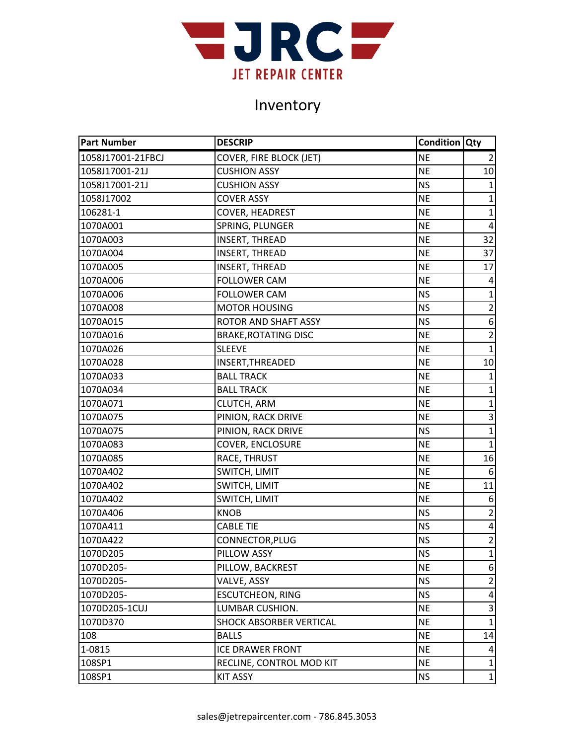# JRC JET REPAIR CENTER

## Inventory

| Part Number | DESCRIP | Condition | Qty |
|---|---|---|---|
| 1058J17001-21FBCJ | COVER, FIRE BLOCK (JET) | NE | 2 |
| 1058J17001-21J | CUSHION ASSY | NE | 10 |
| 1058J17001-21J | CUSHION ASSY | NS | 1 |
| 1058J17002 | COVER ASSY | NE | 1 |
| 106281-1 | COVER, HEADREST | NE | 1 |
| 1070A001 | SPRING, PLUNGER | NE | 4 |
| 1070A003 | INSERT, THREAD | NE | 32 |
| 1070A004 | INSERT, THREAD | NE | 37 |
| 1070A005 | INSERT, THREAD | NE | 17 |
| 1070A006 | FOLLOWER CAM | NE | 4 |
| 1070A006 | FOLLOWER CAM | NS | 1 |
| 1070A008 | MOTOR HOUSING | NS | 2 |
| 1070A015 | ROTOR AND SHAFT ASSY | NS | 6 |
| 1070A016 | BRAKE,ROTATING DISC | NE | 2 |
| 1070A026 | SLEEVE | NE | 1 |
| 1070A028 | INSERT,THREADED | NE | 10 |
| 1070A033 | BALL TRACK | NE | 1 |
| 1070A034 | BALL TRACK | NE | 1 |
| 1070A071 | CLUTCH, ARM | NE | 1 |
| 1070A075 | PINION, RACK DRIVE | NE | 3 |
| 1070A075 | PINION, RACK DRIVE | NS | 1 |
| 1070A083 | COVER, ENCLOSURE | NE | 1 |
| 1070A085 | RACE, THRUST | NE | 16 |
| 1070A402 | SWITCH, LIMIT | NE | 6 |
| 1070A402 | SWITCH, LIMIT | NE | 11 |
| 1070A402 | SWITCH, LIMIT | NE | 6 |
| 1070A406 | KNOB | NS | 2 |
| 1070A411 | CABLE TIE | NS | 4 |
| 1070A422 | CONNECTOR,PLUG | NS | 2 |
| 1070D205 | PILLOW ASSY | NS | 1 |
| 1070D205- | PILLOW, BACKREST | NE | 6 |
| 1070D205- | VALVE, ASSY | NS | 2 |
| 1070D205- | ESCUTCHEON, RING | NS | 4 |
| 1070D205-1CUJ | LUMBAR CUSHION. | NE | 3 |
| 1070D370 | SHOCK ABSORBER VERTICAL | NE | 1 |
| 108 | BALLS | NE | 14 |
| 1-0815 | ICE DRAWER FRONT | NE | 4 |
| 108SP1 | RECLINE, CONTROL MOD KIT | NE | 1 |
| 108SP1 | KIT ASSY | NS | 1 |

sales@jetrepaircenter.com - 786.845.3053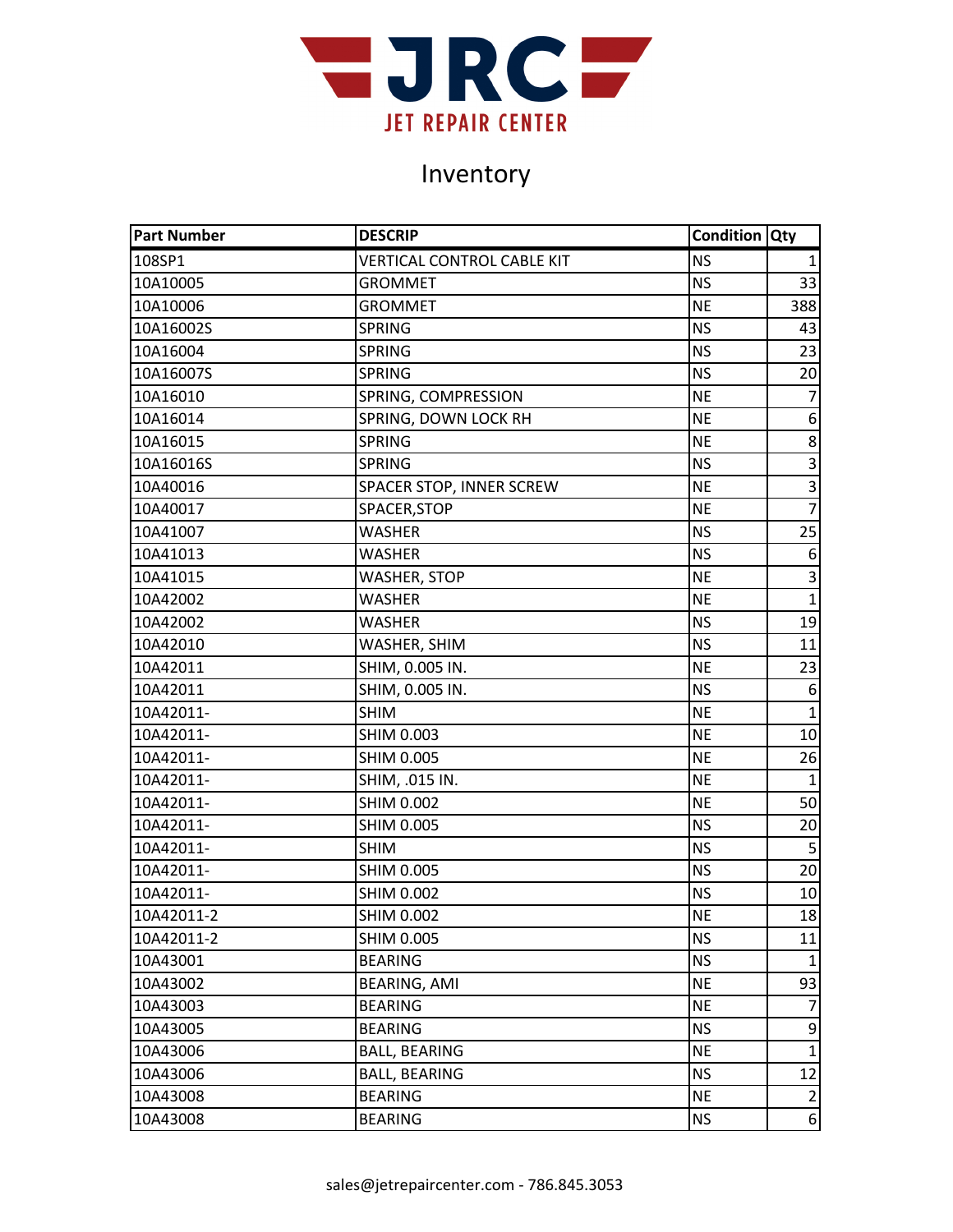JRC
JET REPAIR CENTER

# Inventory

| Part Number | DESCRIP | Condition | Qty |
|---|---|---|---|
| 108SP1 | VERTICAL CONTROL CABLE KIT | NS | 1 |
| 10A10005 | GROMMET | NS | 33 |
| 10A10006 | GROMMET | NE | 388 |
| 10A16002S | SPRING | NS | 43 |
| 10A16004 | SPRING | NS | 23 |
| 10A16007S | SPRING | NS | 20 |
| 10A16010 | SPRING, COMPRESSION | NE | 7 |
| 10A16014 | SPRING, DOWN LOCK RH | NE | 6 |
| 10A16015 | SPRING | NE | 8 |
| 10A16016S | SPRING | NS | 3 |
| 10A40016 | SPACER STOP, INNER SCREW | NE | 3 |
| 10A40017 | SPACER,STOP | NE | 7 |
| 10A41007 | WASHER | NS | 25 |
| 10A41013 | WASHER | NS | 6 |
| 10A41015 | WASHER, STOP | NE | 3 |
| 10A42002 | WASHER | NE | 1 |
| 10A42002 | WASHER | NS | 19 |
| 10A42010 | WASHER, SHIM | NS | 11 |
| 10A42011 | SHIM, 0.005 IN. | NE | 23 |
| 10A42011 | SHIM, 0.005 IN. | NS | 6 |
| 10A42011- | SHIM | NE | 1 |
| 10A42011- | SHIM 0.003 | NE | 10 |
| 10A42011- | SHIM 0.005 | NE | 26 |
| 10A42011- | SHIM, .015 IN. | NE | 1 |
| 10A42011- | SHIM 0.002 | NE | 50 |
| 10A42011- | SHIM 0.005 | NS | 20 |
| 10A42011- | SHIM | NS | 5 |
| 10A42011- | SHIM 0.005 | NS | 20 |
| 10A42011- | SHIM 0.002 | NS | 10 |
| 10A42011-2 | SHIM 0.002 | NE | 18 |
| 10A42011-2 | SHIM 0.005 | NS | 11 |
| 10A43001 | BEARING | NS | 1 |
| 10A43002 | BEARING, AMI | NE | 93 |
| 10A43003 | BEARING | NE | 7 |
| 10A43005 | BEARING | NS | 9 |
| 10A43006 | BALL, BEARING | NE | 1 |
| 10A43006 | BALL, BEARING | NS | 12 |
| 10A43008 | BEARING | NE | 2 |
| 10A43008 | BEARING | NS | 6 |

sales@jetrepaircenter.com - 786.845.3053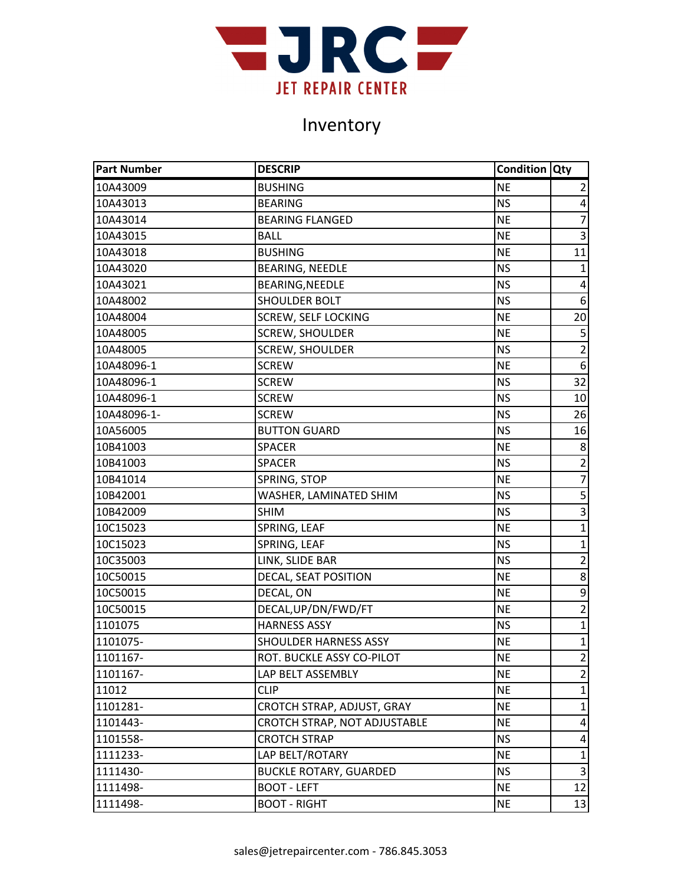JRC
JET REPAIR CENTER

# Inventory

| Part Number | DESCRIP | Condition | Qty |
|---|---|---|---|
| 10A43009 | BUSHING | NE | 2 |
| 10A43013 | BEARING | NS | 4 |
| 10A43014 | BEARING FLANGED | NE | 7 |
| 10A43015 | BALL | NE | 3 |
| 10A43018 | BUSHING | NE | 11 |
| 10A43020 | BEARING, NEEDLE | NS | 1 |
| 10A43021 | BEARING,NEEDLE | NS | 4 |
| 10A48002 | SHOULDER BOLT | NS | 6 |
| 10A48004 | SCREW, SELF LOCKING | NE | 20 |
| 10A48005 | SCREW, SHOULDER | NE | 5 |
| 10A48005 | SCREW, SHOULDER | NS | 2 |
| 10A48096-1 | SCREW | NE | 6 |
| 10A48096-1 | SCREW | NS | 32 |
| 10A48096-1 | SCREW | NS | 10 |
| 10A48096-1- | SCREW | NS | 26 |
| 10A56005 | BUTTON GUARD | NS | 16 |
| 10B41003 | SPACER | NE | 8 |
| 10B41003 | SPACER | NS | 2 |
| 10B41014 | SPRING, STOP | NE | 7 |
| 10B42001 | WASHER, LAMINATED SHIM | NS | 5 |
| 10B42009 | SHIM | NS | 3 |
| 10C15023 | SPRING, LEAF | NE | 1 |
| 10C15023 | SPRING, LEAF | NS | 1 |
| 10C35003 | LINK, SLIDE BAR | NS | 2 |
| 10C50015 | DECAL, SEAT POSITION | NE | 8 |
| 10C50015 | DECAL, ON | NE | 9 |
| 10C50015 | DECAL,UP/DN/FWD/FT | NE | 2 |
| 1101075 | HARNESS ASSY | NS | 1 |
| 1101075- | SHOULDER HARNESS ASSY | NE | 1 |
| 1101167- | ROT. BUCKLE ASSY CO-PILOT | NE | 2 |
| 1101167- | LAP BELT ASSEMBLY | NE | 2 |
| 11012 | CLIP | NE | 1 |
| 1101281- | CROTCH STRAP, ADJUST, GRAY | NE | 1 |
| 1101443- | CROTCH STRAP, NOT ADJUSTABLE | NE | 4 |
| 1101558- | CROTCH STRAP | NS | 4 |
| 1111233- | LAP BELT/ROTARY | NE | 1 |
| 1111430- | BUCKLE ROTARY, GUARDED | NS | 3 |
| 1111498- | BOOT - LEFT | NE | 12 |
| 1111498- | BOOT - RIGHT | NE | 13 |

sales@jetrepaircenter.com - 786.845.3053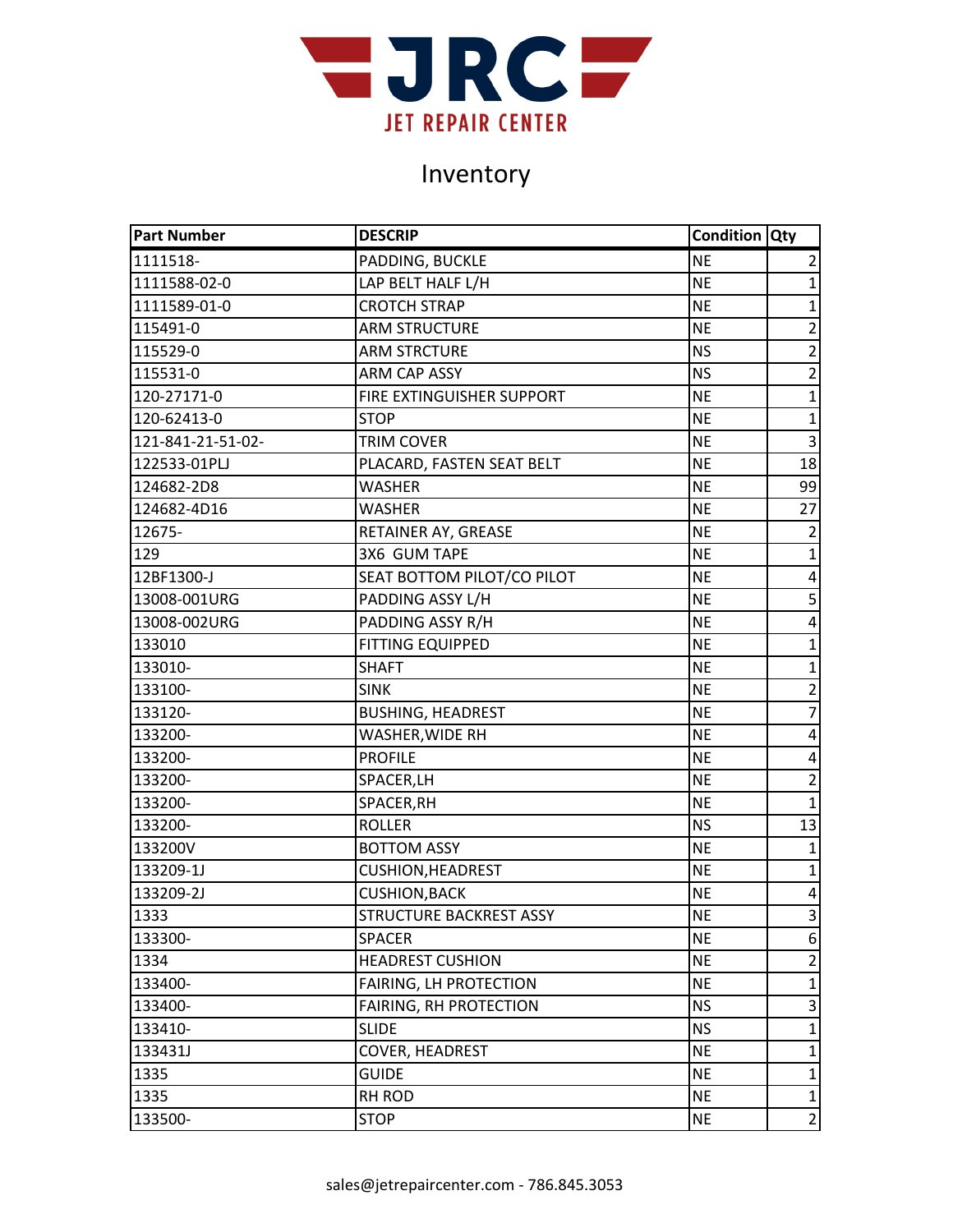JRC
JET REPAIR CENTER

# Inventory

| Part Number | DESCRIP | Condition | Qty |
|---|---|---|---|
| 1111518- | PADDING, BUCKLE | NE | 2 |
| 1111588-02-0 | LAP BELT HALF L/H | NE | 1 |
| 1111589-01-0 | CROTCH STRAP | NE | 1 |
| 115491-0 | ARM STRUCTURE | NE | 2 |
| 115529-0 | ARM STRCTURE | NS | 2 |
| 115531-0 | ARM CAP ASSY | NS | 2 |
| 120-27171-0 | FIRE EXTINGUISHER SUPPORT | NE | 1 |
| 120-62413-0 | STOP | NE | 1 |
| 121-841-21-51-02- | TRIM COVER | NE | 3 |
| 122533-01PLJ | PLACARD, FASTEN SEAT BELT | NE | 18 |
| 124682-2D8 | WASHER | NE | 99 |
| 124682-4D16 | WASHER | NE | 27 |
| 12675- | RETAINER AY, GREASE | NE | 2 |
| 129 | 3X6 GUM TAPE | NE | 1 |
| 12BF1300-J | SEAT BOTTOM PILOT/CO PILOT | NE | 4 |
| 13008-001URG | PADDING ASSY L/H | NE | 5 |
| 13008-002URG | PADDING ASSY R/H | NE | 4 |
| 133010 | FITTING EQUIPPED | NE | 1 |
| 133010- | SHAFT | NE | 1 |
| 133100- | SINK | NE | 2 |
| 133120- | BUSHING, HEADREST | NE | 7 |
| 133200- | WASHER,WIDE RH | NE | 4 |
| 133200- | PROFILE | NE | 4 |
| 133200- | SPACER,LH | NE | 2 |
| 133200- | SPACER,RH | NE | 1 |
| 133200- | ROLLER | NS | 13 |
| 133200V | BOTTOM ASSY | NE | 1 |
| 133209-1J | CUSHION,HEADREST | NE | 1 |
| 133209-2J | CUSHION,BACK | NE | 4 |
| 1333 | STRUCTURE BACKREST ASSY | NE | 3 |
| 133300- | SPACER | NE | 6 |
| 1334 | HEADREST CUSHION | NE | 2 |
| 133400- | FAIRING, LH PROTECTION | NE | 1 |
| 133400- | FAIRING, RH PROTECTION | NS | 3 |
| 133410- | SLIDE | NS | 1 |
| 133431J | COVER, HEADREST | NE | 1 |
| 1335 | GUIDE | NE | 1 |
| 1335 | RH ROD | NE | 1 |
| 133500- | STOP | NE | 2 |

sales@jetrepaircenter.com - 786.845.3053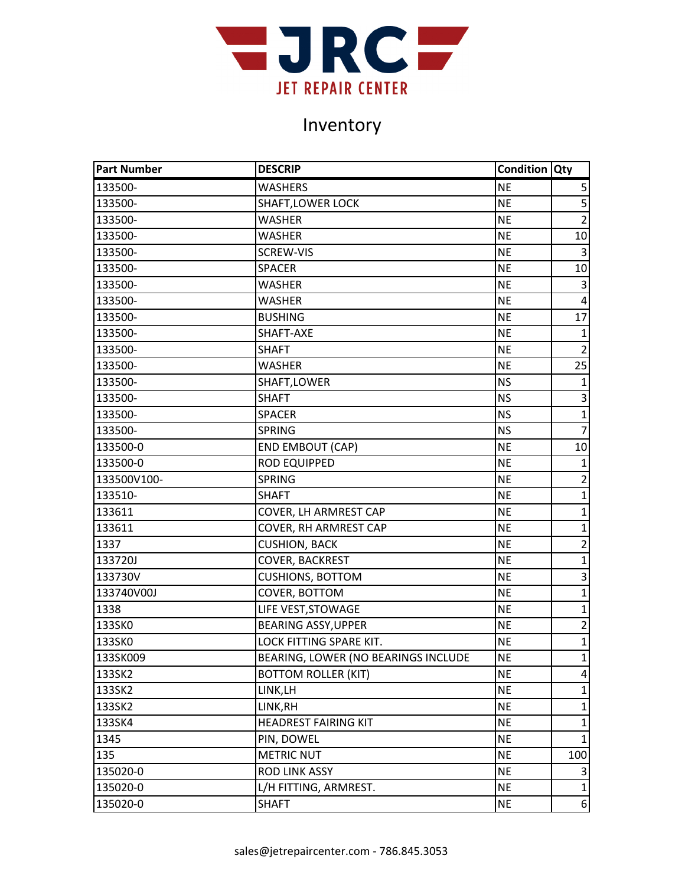JRC
JET REPAIR CENTER

# Inventory

| Part Number | DESCRIP | Condition | Qty |
|---|---|---|---|
| 133500- | WASHERS | NE | 5 |
| 133500- | SHAFT,LOWER LOCK | NE | 5 |
| 133500- | WASHER | NE | 2 |
| 133500- | WASHER | NE | 10 |
| 133500- | SCREW-VIS | NE | 3 |
| 133500- | SPACER | NE | 10 |
| 133500- | WASHER | NE | 3 |
| 133500- | WASHER | NE | 4 |
| 133500- | BUSHING | NE | 17 |
| 133500- | SHAFT-AXE | NE | 1 |
| 133500- | SHAFT | NE | 2 |
| 133500- | WASHER | NE | 25 |
| 133500- | SHAFT,LOWER | NS | 1 |
| 133500- | SHAFT | NS | 3 |
| 133500- | SPACER | NS | 1 |
| 133500- | SPRING | NS | 7 |
| 133500-0 | END EMBOUT (CAP) | NE | 10 |
| 133500-0 | ROD EQUIPPED | NE | 1 |
| 133500V100- | SPRING | NE | 2 |
| 133510- | SHAFT | NE | 1 |
| 133611 | COVER, LH ARMREST CAP | NE | 1 |
| 133611 | COVER, RH ARMREST CAP | NE | 1 |
| 1337 | CUSHION, BACK | NE | 2 |
| 133720J | COVER, BACKREST | NE | 1 |
| 133730V | CUSHIONS, BOTTOM | NE | 3 |
| 133740V00J | COVER, BOTTOM | NE | 1 |
| 1338 | LIFE VEST,STOWAGE | NE | 1 |
| 133SK0 | BEARING ASSY,UPPER | NE | 2 |
| 133SK0 | LOCK FITTING SPARE KIT. | NE | 1 |
| 133SK009 | BEARING, LOWER (NO BEARINGS INCLUDE | NE | 1 |
| 133SK2 | BOTTOM ROLLER (KIT) | NE | 4 |
| 133SK2 | LINK,LH | NE | 1 |
| 133SK2 | LINK,RH | NE | 1 |
| 133SK4 | HEADREST FAIRING KIT | NE | 1 |
| 1345 | PIN, DOWEL | NE | 1 |
| 135 | METRIC NUT | NE | 100 |
| 135020-0 | ROD LINK ASSY | NE | 3 |
| 135020-0 | L/H FITTING, ARMREST. | NE | 1 |
| 135020-0 | SHAFT | NE | 6 |

sales@jetrepaircenter.com - 786.845.3053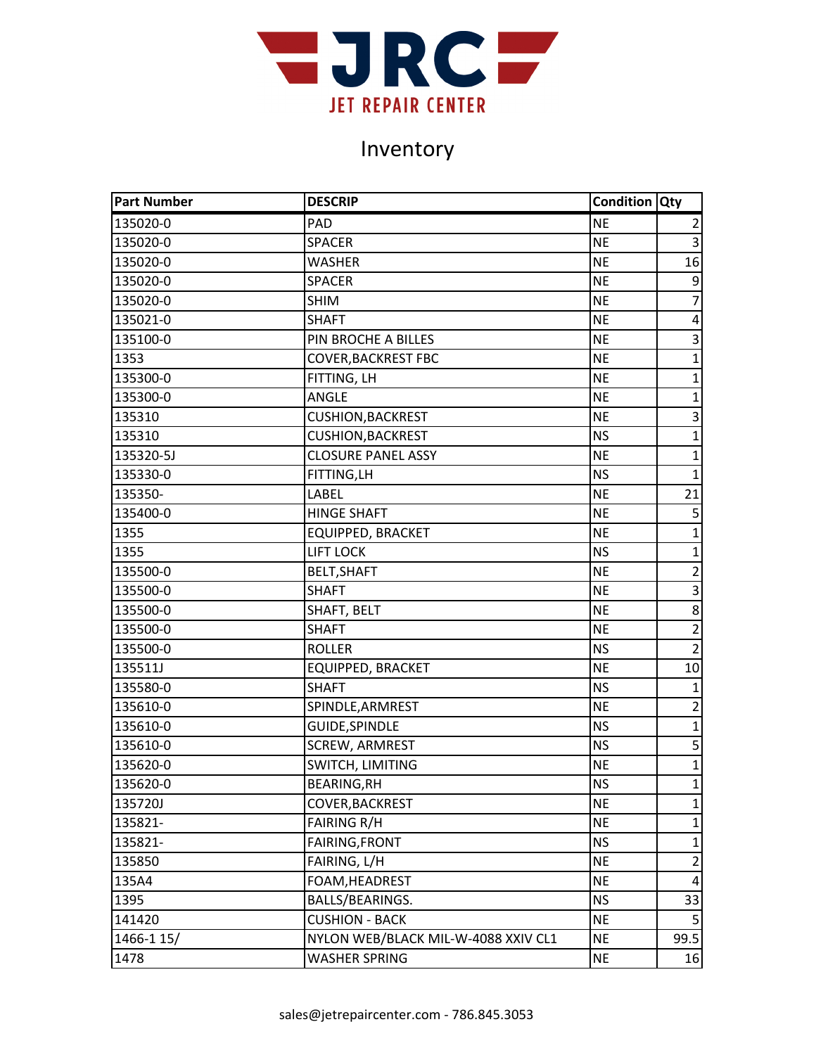JRC JET REPAIR CENTER

# Inventory

| Part Number | DESCRIP | Condition | Qty |
|---|---|---|---|
| 135020-0 | PAD | NE | 2 |
| 135020-0 | SPACER | NE | 3 |
| 135020-0 | WASHER | NE | 16 |
| 135020-0 | SPACER | NE | 9 |
| 135020-0 | SHIM | NE | 7 |
| 135021-0 | SHAFT | NE | 4 |
| 135100-0 | PIN BROCHE A BILLES | NE | 3 |
| 1353 | COVER,BACKREST FBC | NE | 1 |
| 135300-0 | FITTING, LH | NE | 1 |
| 135300-0 | ANGLE | NE | 1 |
| 135310 | CUSHION,BACKREST | NE | 3 |
| 135310 | CUSHION,BACKREST | NS | 1 |
| 135320-5J | CLOSURE PANEL ASSY | NE | 1 |
| 135330-0 | FITTING,LH | NS | 1 |
| 135350- | LABEL | NE | 21 |
| 135400-0 | HINGE SHAFT | NE | 5 |
| 1355 | EQUIPPED, BRACKET | NE | 1 |
| 1355 | LIFT LOCK | NS | 1 |
| 135500-0 | BELT,SHAFT | NE | 2 |
| 135500-0 | SHAFT | NE | 3 |
| 135500-0 | SHAFT, BELT | NE | 8 |
| 135500-0 | SHAFT | NE | 2 |
| 135500-0 | ROLLER | NS | 2 |
| 135511J | EQUIPPED, BRACKET | NE | 10 |
| 135580-0 | SHAFT | NS | 1 |
| 135610-0 | SPINDLE,ARMREST | NE | 2 |
| 135610-0 | GUIDE,SPINDLE | NS | 1 |
| 135610-0 | SCREW, ARMREST | NS | 5 |
| 135620-0 | SWITCH, LIMITING | NE | 1 |
| 135620-0 | BEARING,RH | NS | 1 |
| 135720J | COVER,BACKREST | NE | 1 |
| 135821- | FAIRING R/H | NE | 1 |
| 135821- | FAIRING,FRONT | NS | 1 |
| 135850 | FAIRING, L/H | NE | 2 |
| 135A4 | FOAM,HEADREST | NE | 4 |
| 1395 | BALLS/BEARINGS. | NS | 33 |
| 141420 | CUSHION - BACK | NE | 5 |
| 1466-1 15/ | NYLON WEB/BLACK MIL-W-4088 XXIV CL1 | NE | 99.5 |
| 1478 | WASHER SPRING | NE | 16 |

sales@jetrepaircenter.com - 786.845.3053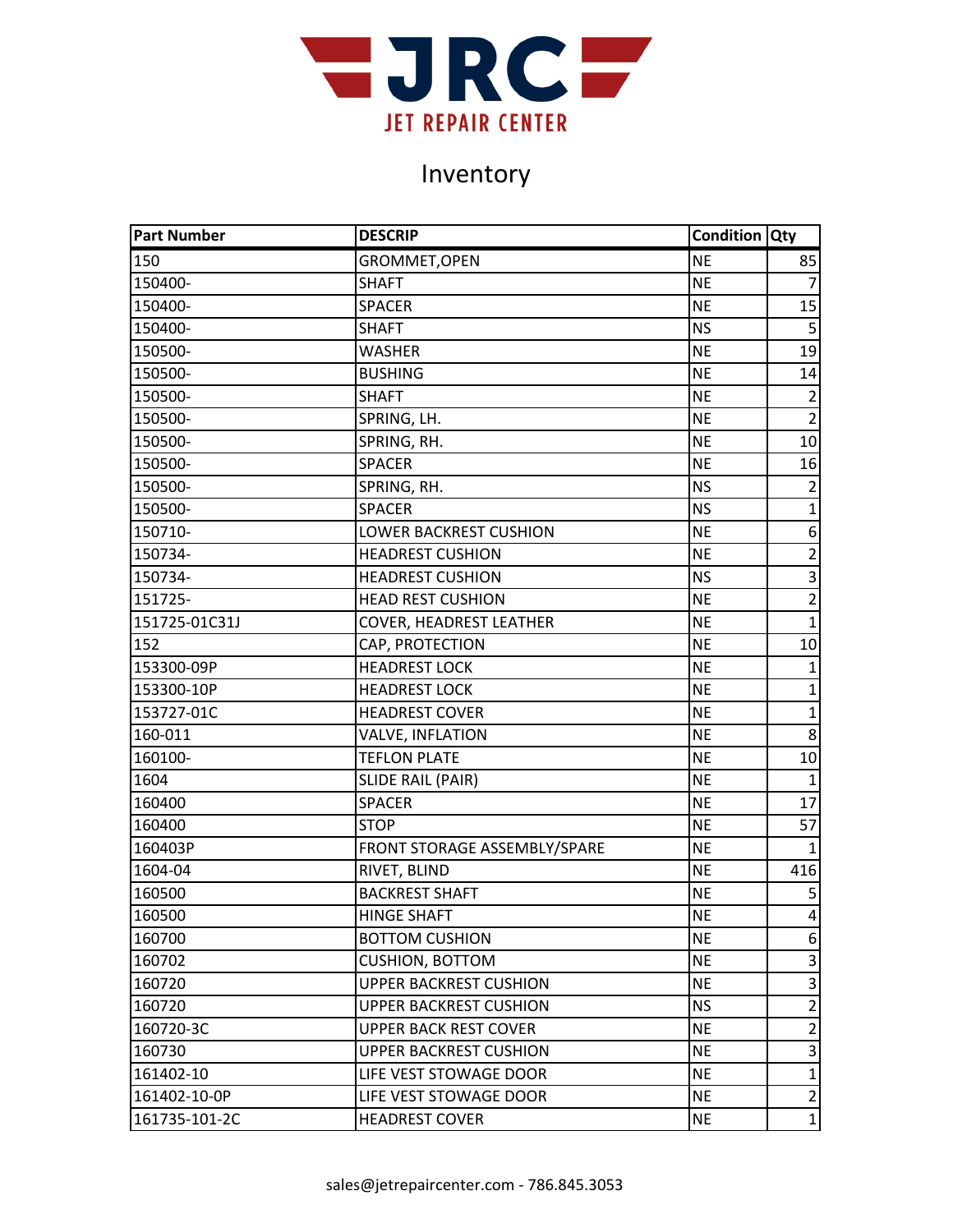# Inventory

| Part Number | DESCRIP | Condition | Qty |
|---|---|---|---|
| 150 | GROMMET,OPEN | NE | 85 |
| 150400- | SHAFT | NE | 7 |
| 150400- | SPACER | NE | 15 |
| 150400- | SHAFT | NS | 5 |
| 150500- | WASHER | NE | 19 |
| 150500- | BUSHING | NE | 14 |
| 150500- | SHAFT | NE | 2 |
| 150500- | SPRING, LH. | NE | 2 |
| 150500- | SPRING, RH. | NE | 10 |
| 150500- | SPACER | NE | 16 |
| 150500- | SPRING, RH. | NS | 2 |
| 150500- | SPACER | NS | 1 |
| 150710- | LOWER BACKREST CUSHION | NE | 6 |
| 150734- | HEADREST CUSHION | NE | 2 |
| 150734- | HEADREST CUSHION | NS | 3 |
| 151725- | HEAD REST CUSHION | NE | 2 |
| 151725-01C31J | COVER, HEADREST LEATHER | NE | 1 |
| 152 | CAP, PROTECTION | NE | 10 |
| 153300-09P | HEADREST LOCK | NE | 1 |
| 153300-10P | HEADREST LOCK | NE | 1 |
| 153727-01C | HEADREST COVER | NE | 1 |
| 160-011 | VALVE, INFLATION | NE | 8 |
| 160100- | TEFLON PLATE | NE | 10 |
| 1604 | SLIDE RAIL (PAIR) | NE | 1 |
| 160400 | SPACER | NE | 17 |
| 160400 | STOP | NE | 57 |
| 160403P | FRONT STORAGE ASSEMBLY/SPARE | NE | 1 |
| 1604-04 | RIVET, BLIND | NE | 416 |
| 160500 | BACKREST SHAFT | NE | 5 |
| 160500 | HINGE SHAFT | NE | 4 |
| 160700 | BOTTOM CUSHION | NE | 6 |
| 160702 | CUSHION, BOTTOM | NE | 3 |
| 160720 | UPPER BACKREST CUSHION | NE | 3 |
| 160720 | UPPER BACKREST CUSHION | NS | 2 |
| 160720-3C | UPPER BACK REST COVER | NE | 2 |
| 160730 | UPPER BACKREST CUSHION | NE | 3 |
| 161402-10 | LIFE VEST STOWAGE DOOR | NE | 1 |
| 161402-10-0P | LIFE VEST STOWAGE DOOR | NE | 2 |
| 161735-101-2C | HEADREST COVER | NE | 1 |

sales@jetrepaircenter.com - 786.845.3053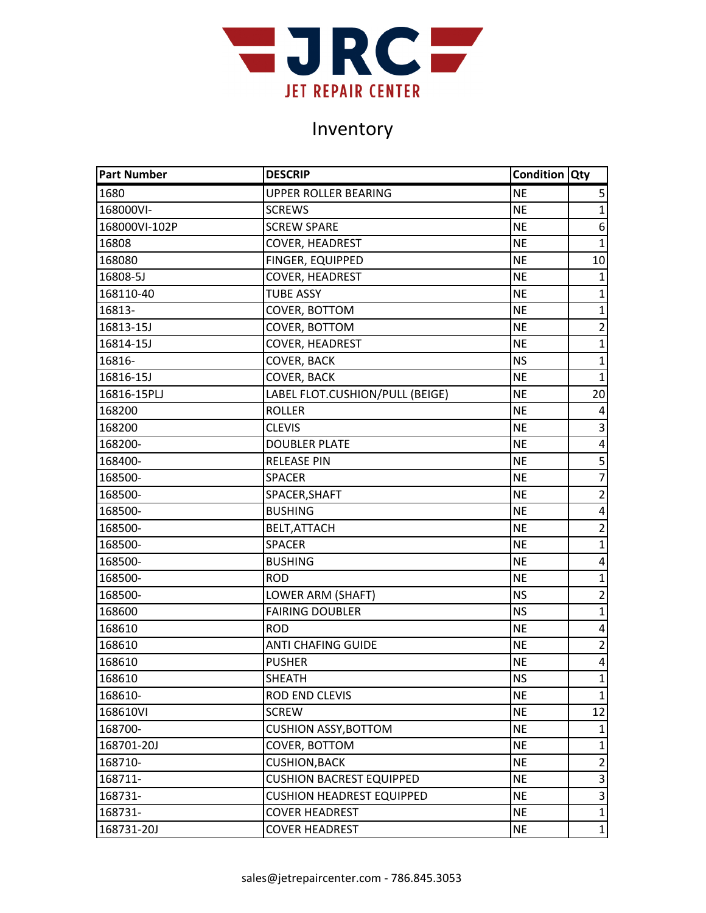JRC
JET REPAIR CENTER

# Inventory

| Part Number | DESCRIP | Condition | Qty |
|---|---|---|---|
| 1680 | UPPER ROLLER BEARING | NE | 5 |
| 168000VI- | SCREWS | NE | 1 |
| 168000VI-102P | SCREW SPARE | NE | 6 |
| 16808 | COVER, HEADREST | NE | 1 |
| 168080 | FINGER, EQUIPPED | NE | 10 |
| 16808-5J | COVER, HEADREST | NE | 1 |
| 168110-40 | TUBE ASSY | NE | 1 |
| 16813- | COVER, BOTTOM | NE | 1 |
| 16813-15J | COVER, BOTTOM | NE | 2 |
| 16814-15J | COVER, HEADREST | NE | 1 |
| 16816- | COVER, BACK | NS | 1 |
| 16816-15J | COVER, BACK | NE | 1 |
| 16816-15PLJ | LABEL FLOT.CUSHION/PULL (BEIGE) | NE | 20 |
| 168200 | ROLLER | NE | 4 |
| 168200 | CLEVIS | NE | 3 |
| 168200- | DOUBLER PLATE | NE | 4 |
| 168400- | RELEASE PIN | NE | 5 |
| 168500- | SPACER | NE | 7 |
| 168500- | SPACER,SHAFT | NE | 2 |
| 168500- | BUSHING | NE | 4 |
| 168500- | BELT,ATTACH | NE | 2 |
| 168500- | SPACER | NE | 1 |
| 168500- | BUSHING | NE | 4 |
| 168500- | ROD | NE | 1 |
| 168500- | LOWER ARM (SHAFT) | NS | 2 |
| 168600 | FAIRING DOUBLER | NS | 1 |
| 168610 | ROD | NE | 4 |
| 168610 | ANTI CHAFING GUIDE | NE | 2 |
| 168610 | PUSHER | NE | 4 |
| 168610 | SHEATH | NS | 1 |
| 168610- | ROD END CLEVIS | NE | 1 |
| 168610VI | SCREW | NE | 12 |
| 168700- | CUSHION ASSY,BOTTOM | NE | 1 |
| 168701-20J | COVER, BOTTOM | NE | 1 |
| 168710- | CUSHION,BACK | NE | 2 |
| 168711- | CUSHION BACREST EQUIPPED | NE | 3 |
| 168731- | CUSHION HEADREST EQUIPPED | NE | 3 |
| 168731- | COVER HEADREST | NE | 1 |
| 168731-20J | COVER HEADREST | NE | 1 |

sales@jetrepaircenter.com - 786.845.3053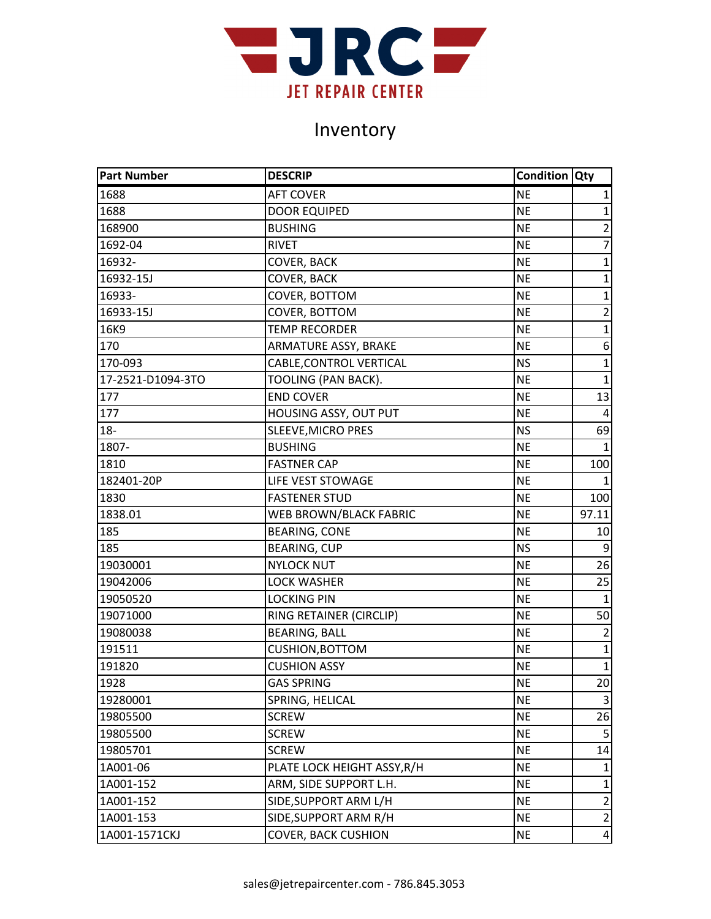# JRC JET REPAIR CENTER

## Inventory

| Part Number | DESCRIP | Condition | Qty |
|---|---|---|---|
| 1688 | AFT COVER | NE | 1 |
| 1688 | DOOR EQUIPED | NE | 1 |
| 168900 | BUSHING | NE | 2 |
| 1692-04 | RIVET | NE | 7 |
| 16932- | COVER, BACK | NE | 1 |
| 16932-15J | COVER, BACK | NE | 1 |
| 16933- | COVER, BOTTOM | NE | 1 |
| 16933-15J | COVER, BOTTOM | NE | 2 |
| 16K9 | TEMP RECORDER | NE | 1 |
| 170 | ARMATURE ASSY, BRAKE | NE | 6 |
| 170-093 | CABLE,CONTROL VERTICAL | NS | 1 |
| 17-2521-D1094-3TO | TOOLING (PAN BACK). | NE | 1 |
| 177 | END COVER | NE | 13 |
| 177 | HOUSING ASSY, OUT PUT | NE | 4 |
| 18- | SLEEVE,MICRO PRES | NS | 69 |
| 1807- | BUSHING | NE | 1 |
| 1810 | FASTNER CAP | NE | 100 |
| 182401-20P | LIFE VEST STOWAGE | NE | 1 |
| 1830 | FASTENER STUD | NE | 100 |
| 1838.01 | WEB BROWN/BLACK FABRIC | NE | 97.11 |
| 185 | BEARING, CONE | NE | 10 |
| 185 | BEARING, CUP | NS | 9 |
| 19030001 | NYLOCK NUT | NE | 26 |
| 19042006 | LOCK WASHER | NE | 25 |
| 19050520 | LOCKING PIN | NE | 1 |
| 19071000 | RING RETAINER (CIRCLIP) | NE | 50 |
| 19080038 | BEARING, BALL | NE | 2 |
| 191511 | CUSHION,BOTTOM | NE | 1 |
| 191820 | CUSHION ASSY | NE | 1 |
| 1928 | GAS SPRING | NE | 20 |
| 19280001 | SPRING, HELICAL | NE | 3 |
| 19805500 | SCREW | NE | 26 |
| 19805500 | SCREW | NE | 5 |
| 19805701 | SCREW | NE | 14 |
| 1A001-06 | PLATE LOCK HEIGHT ASSY,R/H | NE | 1 |
| 1A001-152 | ARM, SIDE SUPPORT L.H. | NE | 1 |
| 1A001-152 | SIDE,SUPPORT ARM L/H | NE | 2 |
| 1A001-153 | SIDE,SUPPORT ARM R/H | NE | 2 |
| 1A001-1571CKJ | COVER, BACK CUSHION | NE | 4 |

sales@jetrepaircenter.com - 786.845.3053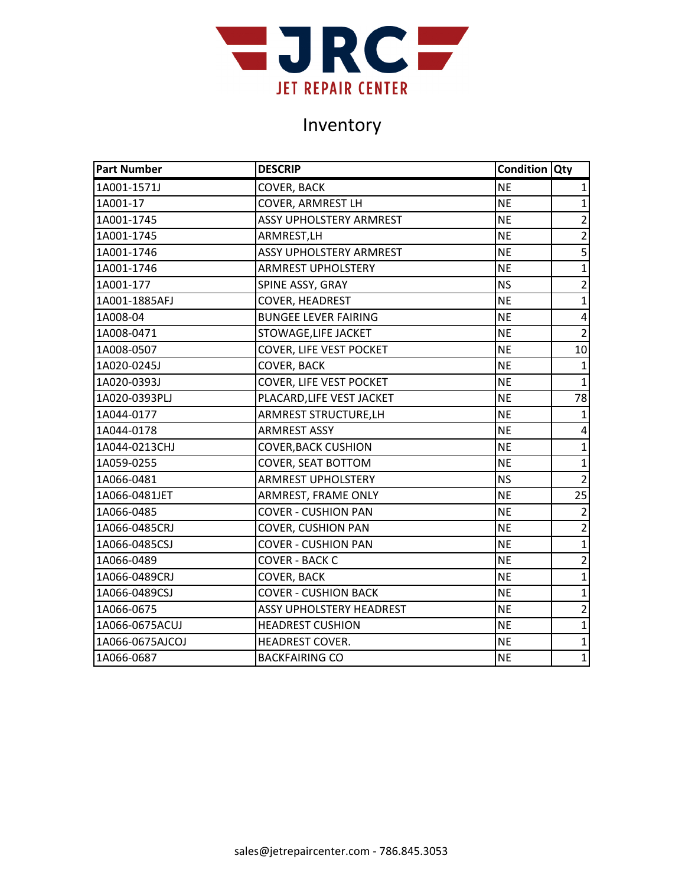# JRC

JET REPAIR CENTER

## Inventory

| Part Number | DESCRIP | Condition | Qty |
|---|---|---|---|
| 1A001-1571J | COVER, BACK | NE | 1 |
| 1A001-17 | COVER, ARMREST LH | NE | 1 |
| 1A001-1745 | ASSY UPHOLSTERY ARMREST | NE | 2 |
| 1A001-1745 | ARMREST,LH | NE | 2 |
| 1A001-1746 | ASSY UPHOLSTERY ARMREST | NE | 5 |
| 1A001-1746 | ARMREST UPHOLSTERY | NE | 1 |
| 1A001-177 | SPINE ASSY, GRAY | NS | 2 |
| 1A001-1885AFJ | COVER, HEADREST | NE | 1 |
| 1A008-04 | BUNGEE LEVER FAIRING | NE | 4 |
| 1A008-0471 | STOWAGE,LIFE JACKET | NE | 2 |
| 1A008-0507 | COVER, LIFE VEST POCKET | NE | 10 |
| 1A020-0245J | COVER, BACK | NE | 1 |
| 1A020-0393J | COVER, LIFE VEST POCKET | NE | 1 |
| 1A020-0393PLJ | PLACARD,LIFE VEST JACKET | NE | 78 |
| 1A044-0177 | ARMREST STRUCTURE,LH | NE | 1 |
| 1A044-0178 | ARMREST ASSY | NE | 4 |
| 1A044-0213CHJ | COVER,BACK CUSHION | NE | 1 |
| 1A059-0255 | COVER, SEAT BOTTOM | NE | 1 |
| 1A066-0481 | ARMREST UPHOLSTERY | NS | 2 |
| 1A066-0481JET | ARMREST, FRAME ONLY | NE | 25 |
| 1A066-0485 | COVER - CUSHION PAN | NE | 2 |
| 1A066-0485CRJ | COVER, CUSHION PAN | NE | 2 |
| 1A066-0485CSJ | COVER - CUSHION PAN | NE | 1 |
| 1A066-0489 | COVER - BACK C | NE | 2 |
| 1A066-0489CRJ | COVER, BACK | NE | 1 |
| 1A066-0489CSJ | COVER - CUSHION BACK | NE | 1 |
| 1A066-0675 | ASSY UPHOLSTERY HEADREST | NE | 2 |
| 1A066-0675ACUJ | HEADREST CUSHION | NE | 1 |
| 1A066-0675AJCOJ | HEADREST COVER. | NE | 1 |
| 1A066-0687 | BACKFAIRING CO | NE | 1 |

sales@jetrepaircenter.com - 786.845.3053